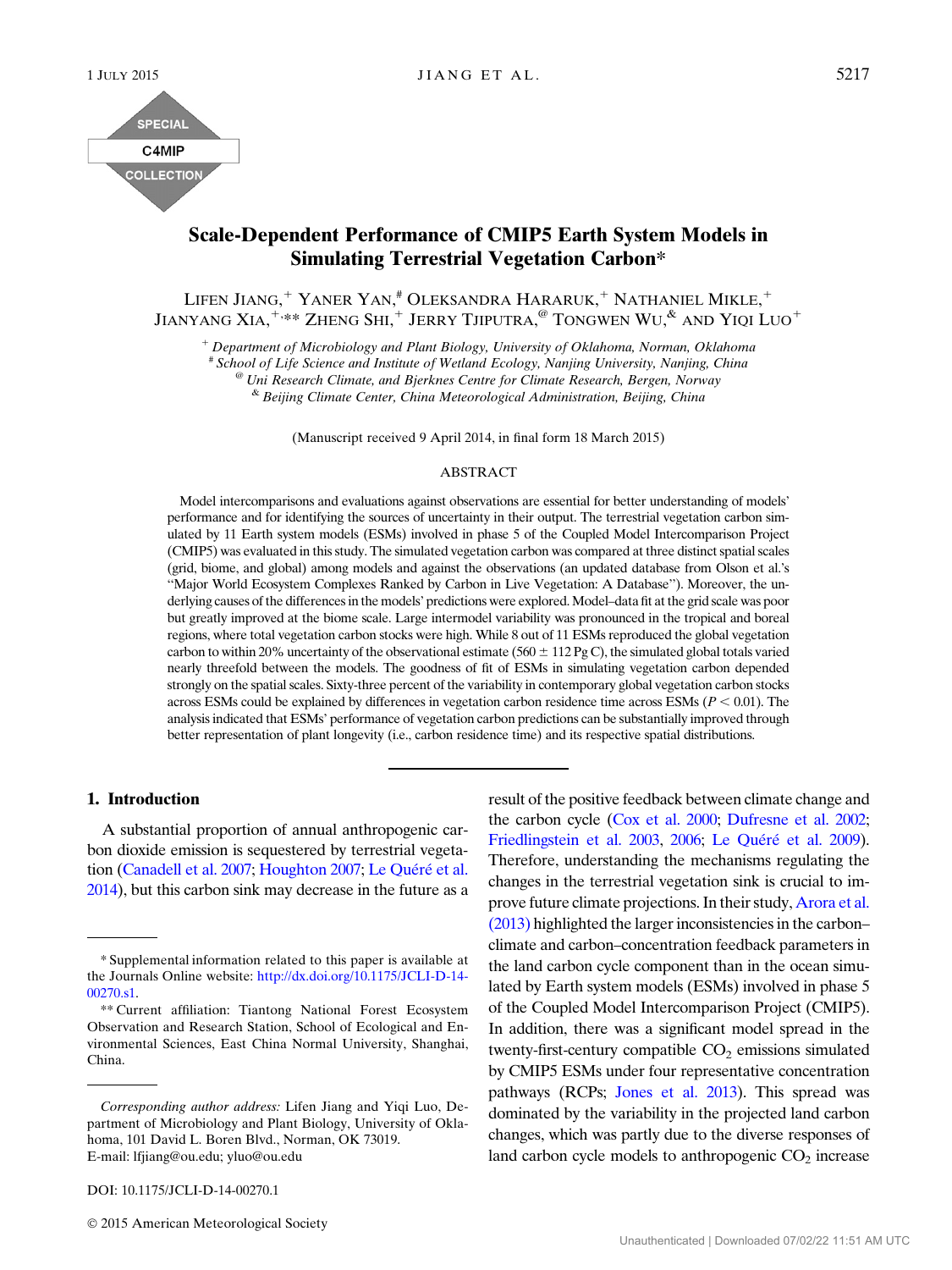SPECIAL C4MIP COLLECTION

# Scale-Dependent Performance of CMIP5 Earth System Models in Simulating Terrestrial Vegetation Carbon*

LIFEN JIANG,[+] YANER YAN,[#] OLEKSANDRA HARARUK,[+] NATHANIEL MIKLE,[+] JIANYANG XIA,[+,**] ZHENG SHI,[+] JERRY TJIPUTRA,[@] TONGWEN WU,[&] AND YIQI LUO[+]

[+] *Department of Microbiology and Plant Biology, University of Oklahoma, Norman, Oklahoma*
[#] *School of Life Science and Institute of Wetland Ecology, Nanjing University, Nanjing, China*
[@] *Uni Research Climate, and Bjerknes Centre for Climate Research, Bergen, Norway*
[&] *Beijing Climate Center, China Meteorological Administration, Beijing, China*

(Manuscript received 9 April 2014, in final form 18 March 2015)

## ABSTRACT

Model intercomparisons and evaluations against observations are essential for better understanding of models' performance and for identifying the sources of uncertainty in their output. The terrestrial vegetation carbon simulated by 11 Earth system models (ESMs) involved in phase 5 of the Coupled Model Intercomparison Project (CMIP5) was evaluated in this study. The simulated vegetation carbon was compared at three distinct spatial scales (grid, biome, and global) among models and against the observations (an updated database from Olson et al.'s "Major World Ecosystem Complexes Ranked by Carbon in Live Vegetation: A Database"). Moreover, the underlying causes of the differences in the models' predictions were explored. Model–data fit at the grid scale was poor but greatly improved at the biome scale. Large intermodel variability was pronounced in the tropical and boreal regions, where total vegetation carbon stocks were high. While 8 out of 11 ESMs reproduced the global vegetation carbon to within 20% uncertainty of the observational estimate (560 ± 112 Pg C), the simulated global totals varied nearly threefold between the models. The goodness of fit of ESMs in simulating vegetation carbon depended strongly on the spatial scales. Sixty-three percent of the variability in contemporary global vegetation carbon stocks across ESMs could be explained by differences in vegetation carbon residence time across ESMs ($P < 0.01$). The analysis indicated that ESMs' performance of vegetation carbon predictions can be substantially improved through better representation of plant longevity (i.e., carbon residence time) and its respective spatial distributions.

## 1. Introduction

A substantial proportion of annual anthropogenic carbon dioxide emission is sequestered by terrestrial vegetation (Canadell et al. 2007; Houghton 2007; Le Quéré et al. 2014), but this carbon sink may decrease in the future as a result of the positive feedback between climate change and the carbon cycle (Cox et al. 2000; Dufresne et al. 2002; Friedlingstein et al. 2003, 2006; Le Quéré et al. 2009). Therefore, understanding the mechanisms regulating the changes in the terrestrial vegetation sink is crucial to improve future climate projections. In their study, Arora et al. (2013) highlighted the larger inconsistencies in the carbon–climate and carbon–concentration feedback parameters in the land carbon cycle component than in the ocean simulated by Earth system models (ESMs) involved in phase 5 of the Coupled Model Intercomparison Project (CMIP5). In addition, there was a significant model spread in the twenty-first-century compatible $CO_2$ emissions simulated by CMIP5 ESMs under four representative concentration pathways (RCPs; Jones et al. 2013). This spread was dominated by the variability in the projected land carbon changes, which was partly due to the diverse responses of land carbon cycle models to anthropogenic $CO_2$ increase

* Supplemental information related to this paper is available at the Journals Online website: http://dx.doi.org/10.1175/JCLI-D-14-00270.s1.

** Current affiliation: Tiantong National Forest Ecosystem Observation and Research Station, School of Ecological and Environmental Sciences, East China Normal University, Shanghai, China.

*Corresponding author address:* Lifen Jiang and Yiqi Luo, Department of Microbiology and Plant Biology, University of Oklahoma, 101 David L. Boren Blvd., Norman, OK 73019.
E-mail: lfjiang@ou.edu; yluo@ou.edu

DOI: 10.1175/JCLI-D-14-00270.1

© 2015 American Meteorological Society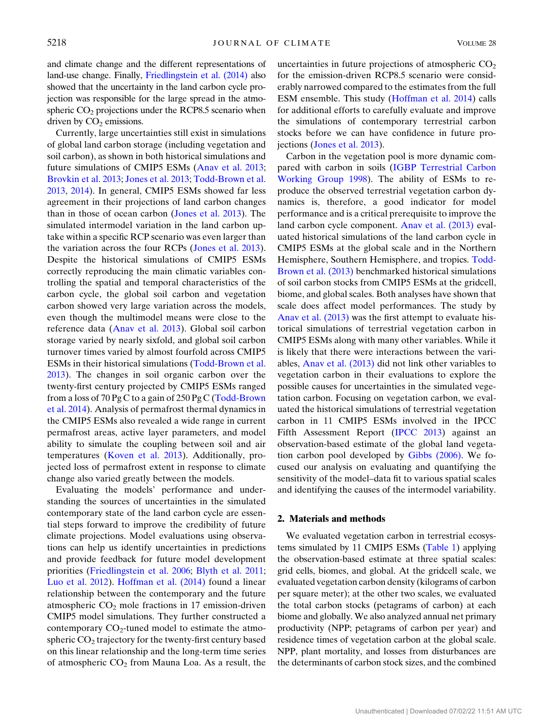and climate change and the different representations of land-use change. Finally, Friedlingstein et al. (2014) also showed that the uncertainty in the land carbon cycle projection was responsible for the large spread in the atmospheric $CO_2$ projections under the RCP8.5 scenario when driven by $CO_2$ emissions.

Currently, large uncertainties still exist in simulations of global land carbon storage (including vegetation and soil carbon), as shown in both historical simulations and future simulations of CMIP5 ESMs (Anav et al. 2013; Brovkin et al. 2013; Jones et al. 2013; Todd-Brown et al. 2013, 2014). In general, CMIP5 ESMs showed far less agreement in their projections of land carbon changes than in those of ocean carbon (Jones et al. 2013). The simulated intermodel variation in the land carbon uptake within a specific RCP scenario was even larger than the variation across the four RCPs (Jones et al. 2013). Despite the historical simulations of CMIP5 ESMs correctly reproducing the main climatic variables controlling the spatial and temporal characteristics of the carbon cycle, the global soil carbon and vegetation carbon showed very large variation across the models, even though the multimodel means were close to the reference data (Anav et al. 2013). Global soil carbon storage varied by nearly sixfold, and global soil carbon turnover times varied by almost fourfold across CMIP5 ESMs in their historical simulations (Todd-Brown et al. 2013). The changes in soil organic carbon over the twenty-first century projected by CMIP5 ESMs ranged from a loss of 70 Pg C to a gain of 250 Pg C (Todd-Brown et al. 2014). Analysis of permafrost thermal dynamics in the CMIP5 ESMs also revealed a wide range in current permafrost areas, active layer parameters, and model ability to simulate the coupling between soil and air temperatures (Koven et al. 2013). Additionally, projected loss of permafrost extent in response to climate change also varied greatly between the models.

Evaluating the models' performance and understanding the sources of uncertainties in the simulated contemporary state of the land carbon cycle are essential steps forward to improve the credibility of future climate projections. Model evaluations using observations can help us identify uncertainties in predictions and provide feedback for future model development priorities (Friedlingstein et al. 2006; Blyth et al. 2011; Luo et al. 2012). Hoffman et al. (2014) found a linear relationship between the contemporary and the future atmospheric $CO_2$ mole fractions in 17 emission-driven CMIP5 model simulations. They further constructed a contemporary $CO_2$-tuned model to estimate the atmospheric $CO_2$ trajectory for the twenty-first century based on this linear relationship and the long-term time series of atmospheric $CO_2$ from Mauna Loa. As a result, the uncertainties in future projections of atmospheric $CO_2$ for the emission-driven RCP8.5 scenario were considerably narrowed compared to the estimates from the full ESM ensemble. This study (Hoffman et al. 2014) calls for additional efforts to carefully evaluate and improve the simulations of contemporary terrestrial carbon stocks before we can have confidence in future projections (Jones et al. 2013).

Carbon in the vegetation pool is more dynamic compared with carbon in soils (IGBP Terrestrial Carbon Working Group 1998). The ability of ESMs to reproduce the observed terrestrial vegetation carbon dynamics is, therefore, a good indicator for model performance and is a critical prerequisite to improve the land carbon cycle component. Anav et al. (2013) evaluated historical simulations of the land carbon cycle in CMIP5 ESMs at the global scale and in the Northern Hemisphere, Southern Hemisphere, and tropics. Todd-Brown et al. (2013) benchmarked historical simulations of soil carbon stocks from CMIP5 ESMs at the gridcell, biome, and global scales. Both analyses have shown that scale does affect model performances. The study by Anav et al. (2013) was the first attempt to evaluate historical simulations of terrestrial vegetation carbon in CMIP5 ESMs along with many other variables. While it is likely that there were interactions between the variables, Anav et al. (2013) did not link other variables to vegetation carbon in their evaluations to explore the possible causes for uncertainties in the simulated vegetation carbon. Focusing on vegetation carbon, we evaluated the historical simulations of terrestrial vegetation carbon in 11 CMIP5 ESMs involved in the IPCC Fifth Assessment Report (IPCC 2013) against an observation-based estimate of the global land vegetation carbon pool developed by Gibbs (2006). We focused our analysis on evaluating and quantifying the sensitivity of the model–data fit to various spatial scales and identifying the causes of the intermodel variability.

## 2. Materials and methods

We evaluated vegetation carbon in terrestrial ecosystems simulated by 11 CMIP5 ESMs (Table 1) applying the observation-based estimate at three spatial scales: grid cells, biomes, and global. At the gridcell scale, we evaluated vegetation carbon density (kilograms of carbon per square meter); at the other two scales, we evaluated the total carbon stocks (petagrams of carbon) at each biome and globally. We also analyzed annual net primary productivity (NPP; petagrams of carbon per year) and residence times of vegetation carbon at the global scale. NPP, plant mortality, and losses from disturbances are the determinants of carbon stock sizes, and the combined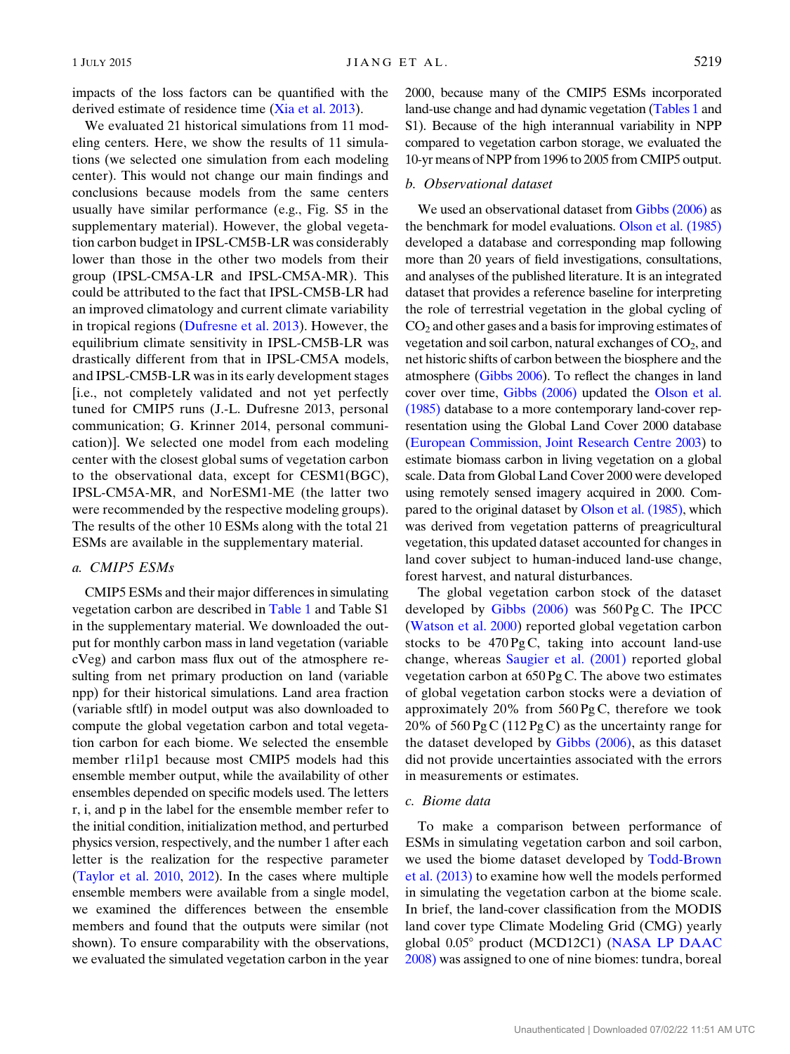impacts of the loss factors can be quantified with the derived estimate of residence time (Xia et al. 2013).

We evaluated 21 historical simulations from 11 modeling centers. Here, we show the results of 11 simulations (we selected one simulation from each modeling center). This would not change our main findings and conclusions because models from the same centers usually have similar performance (e.g., Fig. S5 in the supplementary material). However, the global vegetation carbon budget in IPSL-CM5B-LR was considerably lower than those in the other two models from their group (IPSL-CM5A-LR and IPSL-CM5A-MR). This could be attributed to the fact that IPSL-CM5B-LR had an improved climatology and current climate variability in tropical regions (Dufresne et al. 2013). However, the equilibrium climate sensitivity in IPSL-CM5B-LR was drastically different from that in IPSL-CM5A models, and IPSL-CM5B-LR was in its early development stages [i.e., not completely validated and not yet perfectly tuned for CMIP5 runs (J.-L. Dufresne 2013, personal communication; G. Krinner 2014, personal communication)]. We selected one model from each modeling center with the closest global sums of vegetation carbon to the observational data, except for CESM1(BGC), IPSL-CM5A-MR, and NorESM1-ME (the latter two were recommended by the respective modeling groups). The results of the other 10 ESMs along with the total 21 ESMs are available in the supplementary material.

### a. CMIP5 ESMs

CMIP5 ESMs and their major differences in simulating vegetation carbon are described in Table 1 and Table S1 in the supplementary material. We downloaded the output for monthly carbon mass in land vegetation (variable cVeg) and carbon mass flux out of the atmosphere resulting from net primary production on land (variable npp) for their historical simulations. Land area fraction (variable sftlf) in model output was also downloaded to compute the global vegetation carbon and total vegetation carbon for each biome. We selected the ensemble member r1i1p1 because most CMIP5 models had this ensemble member output, while the availability of other ensembles depended on specific models used. The letters r, i, and p in the label for the ensemble member refer to the initial condition, initialization method, and perturbed physics version, respectively, and the number 1 after each letter is the realization for the respective parameter (Taylor et al. 2010, 2012). In the cases where multiple ensemble members were available from a single model, we examined the differences between the ensemble members and found that the outputs were similar (not shown). To ensure comparability with the observations, we evaluated the simulated vegetation carbon in the year 2000, because many of the CMIP5 ESMs incorporated land-use change and had dynamic vegetation (Tables 1 and S1). Because of the high interannual variability in NPP compared to vegetation carbon storage, we evaluated the 10-yr means of NPP from 1996 to 2005 from CMIP5 output.

### b. Observational dataset

We used an observational dataset from Gibbs (2006) as the benchmark for model evaluations. Olson et al. (1985) developed a database and corresponding map following more than 20 years of field investigations, consultations, and analyses of the published literature. It is an integrated dataset that provides a reference baseline for interpreting the role of terrestrial vegetation in the global cycling of $CO_2$ and other gases and a basis for improving estimates of vegetation and soil carbon, natural exchanges of $CO_2$, and net historic shifts of carbon between the biosphere and the atmosphere (Gibbs 2006). To reflect the changes in land cover over time, Gibbs (2006) updated the Olson et al. (1985) database to a more contemporary land-cover representation using the Global Land Cover 2000 database (European Commission, Joint Research Centre 2003) to estimate biomass carbon in living vegetation on a global scale. Data from Global Land Cover 2000 were developed using remotely sensed imagery acquired in 2000. Compared to the original dataset by Olson et al. (1985), which was derived from vegetation patterns of preagricultural vegetation, this updated dataset accounted for changes in land cover subject to human-induced land-use change, forest harvest, and natural disturbances.

The global vegetation carbon stock of the dataset developed by Gibbs (2006) was 560 Pg C. The IPCC (Watson et al. 2000) reported global vegetation carbon stocks to be 470 Pg C, taking into account land-use change, whereas Saugier et al. (2001) reported global vegetation carbon at 650 Pg C. The above two estimates of global vegetation carbon stocks were a deviation of approximately 20% from 560 Pg C, therefore we took 20% of 560 Pg C (112 Pg C) as the uncertainty range for the dataset developed by Gibbs (2006), as this dataset did not provide uncertainties associated with the errors in measurements or estimates.

### c. Biome data

To make a comparison between performance of ESMs in simulating vegetation carbon and soil carbon, we used the biome dataset developed by Todd-Brown et al. (2013) to examine how well the models performed in simulating the vegetation carbon at the biome scale. In brief, the land-cover classification from the MODIS land cover type Climate Modeling Grid (CMG) yearly global 0.05° product (MCD12C1) (NASA LP DAAC 2008) was assigned to one of nine biomes: tundra, boreal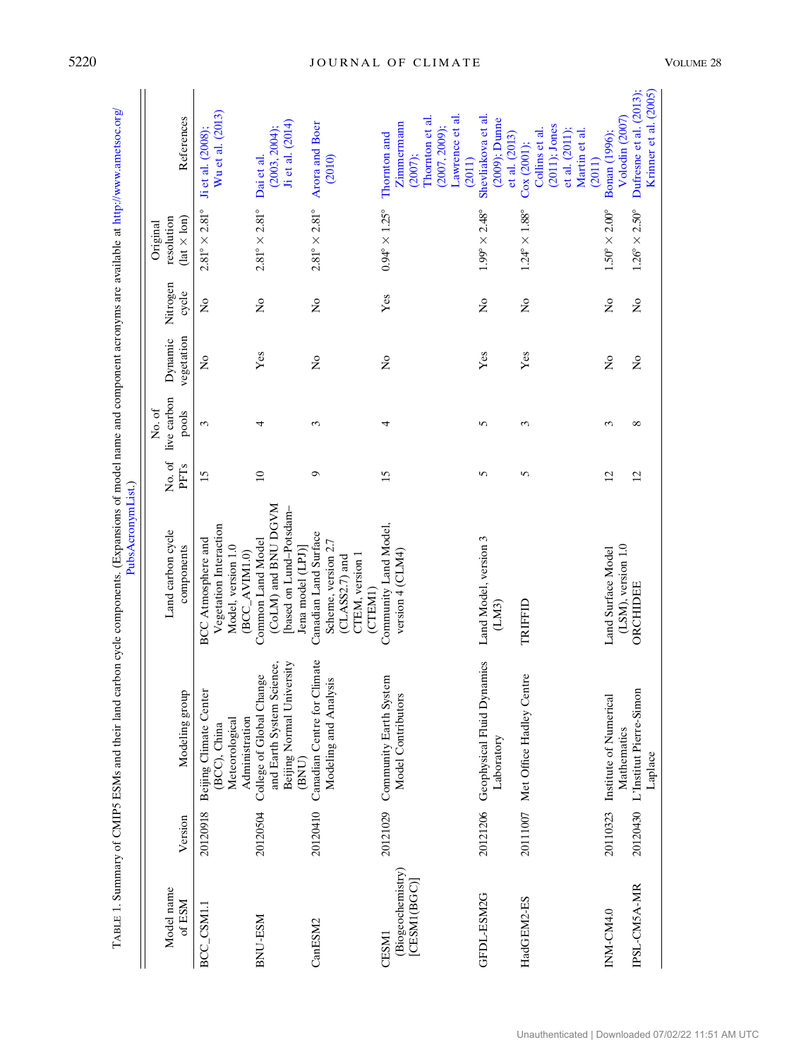TABLE 1. Summary of CMIP5 ESMs and their land carbon cycle components. (Expansions of model name and component acronyms are available at http://www.ametsoc.org/PubsAcronymList.)

| Model name of ESM | Version | Modeling group | Land carbon cycle components | No. of PFTs | No. of live carbon pools | Dynamic vegetation | Nitrogen cycle | Original resolution (lat × lon) | References |
|---|---|---|---|---|---|---|---|---|---|
| BCC_CSM1.1 | 20120918 | Beijing Climate Center (BCC), China Meteorological Administration | BCC Atmosphere and Vegetation Interaction Model, version 1.0 (BCC_AVIM1.0) | 15 | 3 | No | No | 2.81° × 2.81° | Ji et al. (2008); Wu et al. (2013) |
| BNU-ESM | 20120504 | College of Global Change and Earth System Science, Beijing Normal University (BNU) | Common Land Model (CoLM) and BNU DGVM [based on Lund–Potsdam–Jena model (LPJ)] | 10 | 4 | Yes | No | 2.81° × 2.81° | Dai et al. (2003, 2004); Ji et al. (2014) |
| CanESM2 | 20120410 | Canadian Centre for Climate Modeling and Analysis | Canadian Land Surface Scheme, version 2.7 (CLASS2.7) and CTEM, version 1 (CTEM1) | 9 | 3 | No | No | 2.81° × 2.81° | Arora and Boer (2010) |
| CESM1 (Biogeochemistry) [CESM1(BGC)] | 20121029 | Community Earth System Model Contributors | Community Land Model, version 4 (CLM4) | 15 | 4 | No | Yes | 0.94° × 1.25° | Thornton and Zimmermann (2007); Thornton et al. (2007, 2009); Lawrence et al. (2011) |
| GFDL-ESM2G | 20121206 | Geophysical Fluid Dynamics Laboratory | Land Model, version 3 (LM3) | 5 | 5 | Yes | No | 1.99° × 2.48° | Shevliakova et al. (2009); Dunne et al. (2013) |
| HadGEM2-ES | 20111007 | Met Office Hadley Centre | TRIFFID | 5 | 3 | Yes | No | 1.24° × 1.88° | Cox (2001); Collins et al. (2011); Jones et al. (2011); Martin et al. (2011) |
| INM-CM4.0 | 20110323 | Institute of Numerical Mathematics | Land Surface Model (LSM), version 1.0 | 12 | 3 | No | No | 1.50° × 2.00° | Bonan (1996); Volodin (2007) |
| IPSL-CM5A-MR | 20120430 | L'Institut Pierre-Simon Laplace | ORCHIDEE | 12 | 8 | No | No | 1.26° × 2.50° | Dufresne et al. (2013); Krinner et al. (2005) |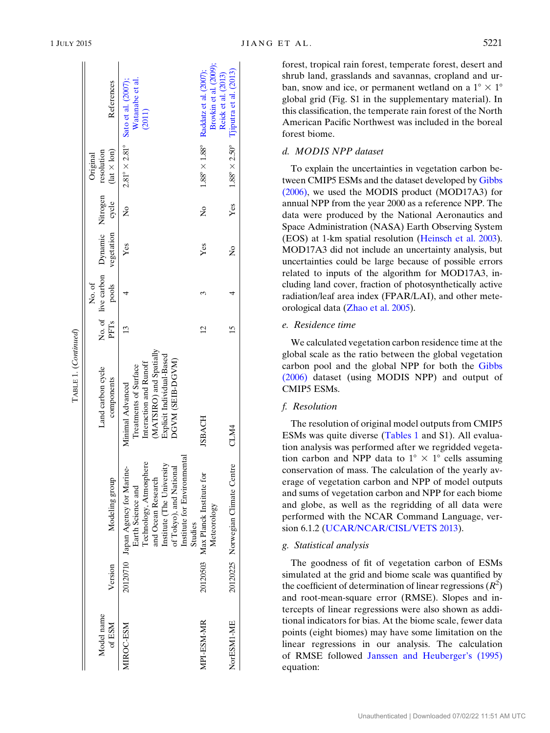TABLE 1. (*Continued*)

| Model name of ESM | Version | Modeling group | Land carbon cycle components | No. of PFTs | No. of live carbon pools | Dynamic vegetation | Nitrogen cycle | Original resolution (lat × lon) | References |
|---|---|---|---|---|---|---|---|---|---|
| MIROC-ESM | 20120710 | Japan Agency for Marine-Earth Science and Technology, Atmosphere and Ocean Research Institute (The University of Tokyo), and National Institute for Environmental Studies | Minimal Advanced Treatments of Surface Interaction and Runoff (MATSIRO) and Spatially Explicit Individual-Based DGVM (SEIB-DGVM) | 13 | 4 | Yes | No | 2.81° × 2.81° | Sato et al. (2007); Watanabe et al. (2011) |
| MPI-ESM-MR | 20120503 | Max Planck Institute for Meteorology | JSBACH | 12 | 3 | Yes | No | 1.88° × 1.88° | Raddatz et al. (2007); Brovkin et al. (2009); Reick et al. (2013) |
| NorESM1-ME | 20120225 | Norwegian Climate Centre | CLM4 | 15 | 4 | No | Yes | 1.88° × 2.50° | Tjiputra et al. (2013) |

forest, tropical rain forest, temperate forest, desert and shrub land, grasslands and savannas, cropland and urban, snow and ice, or permanent wetland on a 1° × 1° global grid (Fig. S1 in the supplementary material). In this classification, the temperate rain forest of the North American Pacific Northwest was included in the boreal forest biome.

### d. MODIS NPP dataset

To explain the uncertainties in vegetation carbon between CMIP5 ESMs and the dataset developed by Gibbs (2006), we used the MODIS product (MOD17A3) for annual NPP from the year 2000 as a reference NPP. The data were produced by the National Aeronautics and Space Administration (NASA) Earth Observing System (EOS) at 1-km spatial resolution (Heinsch et al. 2003). MOD17A3 did not include an uncertainty analysis, but uncertainties could be large because of possible errors related to inputs of the algorithm for MOD17A3, including land cover, fraction of photosynthetically active radiation/leaf area index (FPAR/LAI), and other meteorological data (Zhao et al. 2005).

### e. Residence time

We calculated vegetation carbon residence time at the global scale as the ratio between the global vegetation carbon pool and the global NPP for both the Gibbs (2006) dataset (using MODIS NPP) and output of CMIP5 ESMs.

### f. Resolution

The resolution of original model outputs from CMIP5 ESMs was quite diverse (Tables 1 and S1). All evaluation analysis was performed after we regridded vegetation carbon and NPP data to 1° × 1° cells assuming conservation of mass. The calculation of the yearly average of vegetation carbon and NPP of model outputs and sums of vegetation carbon and NPP for each biome and globe, as well as the regridding of all data were performed with the NCAR Command Language, version 6.1.2 (UCAR/NCAR/CISL/VETS 2013).

### g. Statistical analysis

The goodness of fit of vegetation carbon of ESMs simulated at the grid and biome scale was quantified by the coefficient of determination of linear regressions ($R^2$) and root-mean-square error (RMSE). Slopes and intercepts of linear regressions were also shown as additional indicators for bias. At the biome scale, fewer data points (eight biomes) may have some limitation on the linear regressions in our analysis. The calculation of RMSE followed Janssen and Heuberger's (1995) equation: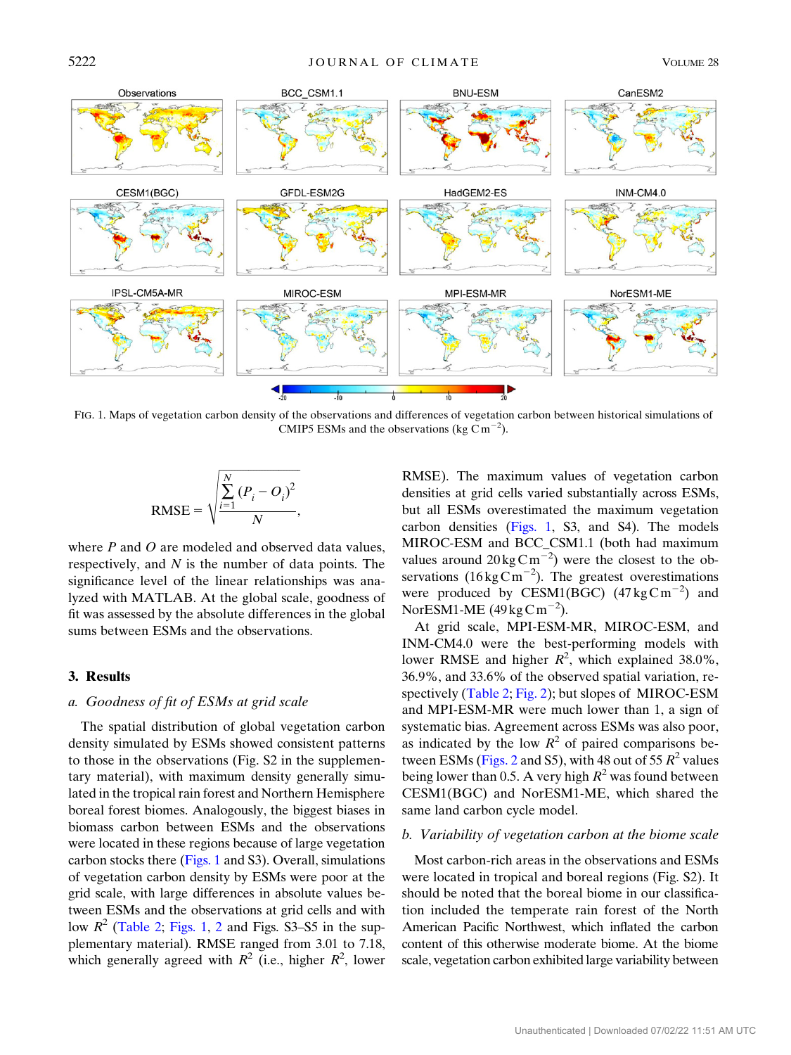FIG. 1. Maps of vegetation carbon density of the observations and differences of vegetation carbon between historical simulations of CMIP5 ESMs and the observations (kg C m$^{-2}$).

$$\text{RMSE} = \sqrt{\frac{\sum_{i=1}^{N}(P_i - O_i)^2}{N}},$$

where $P$ and $O$ are modeled and observed data values, respectively, and $N$ is the number of data points. The significance level of the linear relationships was analyzed with MATLAB. At the global scale, goodness of fit was assessed by the absolute differences in the global sums between ESMs and the observations.

## 3. Results

### *a. Goodness of fit of ESMs at grid scale*

The spatial distribution of global vegetation carbon density simulated by ESMs showed consistent patterns to those in the observations (Fig. S2 in the supplementary material), with maximum density generally simulated in the tropical rain forest and Northern Hemisphere boreal forest biomes. Analogously, the biggest biases in biomass carbon between ESMs and the observations were located in these regions because of large vegetation carbon stocks there (Figs. 1 and S3). Overall, simulations of vegetation carbon density by ESMs were poor at the grid scale, with large differences in absolute values between ESMs and the observations at grid cells and with low $R^2$ (Table 2; Figs. 1, 2 and Figs. S3–S5 in the supplementary material). RMSE ranged from 3.01 to 7.18, which generally agreed with $R^2$ (i.e., higher $R^2$, lower RMSE). The maximum values of vegetation carbon densities at grid cells varied substantially across ESMs, but all ESMs overestimated the maximum vegetation carbon densities (Figs. 1, S3, and S4). The models MIROC-ESM and BCC_CSM1.1 (both had maximum values around 20 kg C m$^{-2}$) were the closest to the observations (16 kg C m$^{-2}$). The greatest overestimations were produced by CESM1(BGC) (47 kg C m$^{-2}$) and NorESM1-ME (49 kg C m$^{-2}$).

At grid scale, MPI-ESM-MR, MIROC-ESM, and INM-CM4.0 were the best-performing models with lower RMSE and higher $R^2$, which explained 38.0%, 36.9%, and 33.6% of the observed spatial variation, respectively (Table 2; Fig. 2); but slopes of MIROC-ESM and MPI-ESM-MR were much lower than 1, a sign of systematic bias. Agreement across ESMs was also poor, as indicated by the low $R^2$ of paired comparisons between ESMs (Figs. 2 and S5), with 48 out of 55 $R^2$ values being lower than 0.5. A very high $R^2$ was found between CESM1(BGC) and NorESM1-ME, which shared the same land carbon cycle model.

### *b. Variability of vegetation carbon at the biome scale*

Most carbon-rich areas in the observations and ESMs were located in tropical and boreal regions (Fig. S2). It should be noted that the boreal biome in our classification included the temperate rain forest of the North American Pacific Northwest, which inflated the carbon content of this otherwise moderate biome. At the biome scale, vegetation carbon exhibited large variability between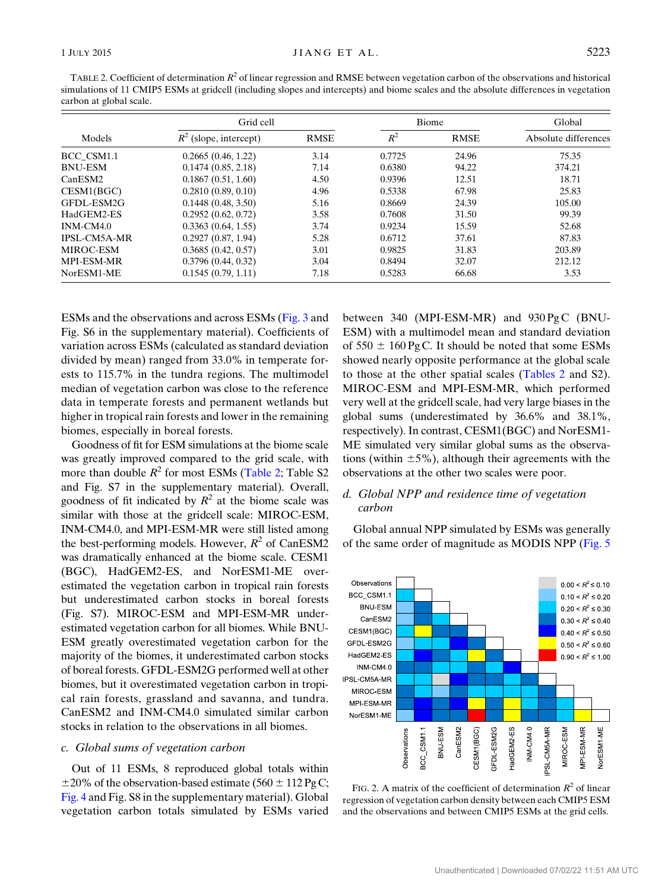TABLE 2. Coefficient of determination $R^2$ of linear regression and RMSE between vegetation carbon of the observations and historical simulations of 11 CMIP5 ESMs at gridcell (including slopes and intercepts) and biome scales and the absolute differences in vegetation carbon at global scale.

| Models | Grid cell | | Biome | | Global |
|---|---|---|---|---|---|
| | $R^2$ (slope, intercept) | RMSE | $R^2$ | RMSE | Absolute differences |
| BCC_CSM1.1 | 0.2665 (0.46, 1.22) | 3.14 | 0.7725 | 24.96 | 75.35 |
| BNU-ESM | 0.1474 (0.85, 2.18) | 7.14 | 0.6380 | 94.22 | 374.21 |
| CanESM2 | 0.1867 (0.51, 1.60) | 4.50 | 0.9396 | 12.51 | 18.71 |
| CESM1(BGC) | 0.2810 (0.89, 0.10) | 4.96 | 0.5338 | 67.98 | 25.83 |
| GFDL-ESM2G | 0.1448 (0.48, 3.50) | 5.16 | 0.8669 | 24.39 | 105.00 |
| HadGEM2-ES | 0.2952 (0.62, 0.72) | 3.58 | 0.7608 | 31.50 | 99.39 |
| INM-CM4.0 | 0.3363 (0.64, 1.55) | 3.74 | 0.9234 | 15.59 | 52.68 |
| IPSL-CM5A-MR | 0.2927 (0.87, 1.94) | 5.28 | 0.6712 | 37.61 | 87.83 |
| MIROC-ESM | 0.3685 (0.42, 0.57) | 3.01 | 0.9825 | 31.83 | 203.89 |
| MPI-ESM-MR | 0.3796 (0.44, 0.32) | 3.04 | 0.8494 | 32.07 | 212.12 |
| NorESM1-ME | 0.1545 (0.79, 1.11) | 7.18 | 0.5283 | 66.68 | 3.53 |

ESMs and the observations and across ESMs (Fig. 3 and Fig. S6 in the supplementary material). Coefficients of variation across ESMs (calculated as standard deviation divided by mean) ranged from 33.0% in temperate forests to 115.7% in the tundra regions. The multimodel median of vegetation carbon was close to the reference data in temperate forests and permanent wetlands but higher in tropical rain forests and lower in the remaining biomes, especially in boreal forests.

Goodness of fit for ESM simulations at the biome scale was greatly improved compared to the grid scale, with more than double $R^2$ for most ESMs (Table 2; Table S2 and Fig. S7 in the supplementary material). Overall, goodness of fit indicated by $R^2$ at the biome scale was similar with those at the gridcell scale: MIROC-ESM, INM-CM4.0, and MPI-ESM-MR were still listed among the best-performing models. However, $R^2$ of CanESM2 was dramatically enhanced at the biome scale. CESM1 (BGC), HadGEM2-ES, and NorESM1-ME overestimated the vegetation carbon in tropical rain forests but underestimated carbon stocks in boreal forests (Fig. S7). MIROC-ESM and MPI-ESM-MR underestimated vegetation carbon for all biomes. While BNU-ESM greatly overestimated vegetation carbon for the majority of the biomes, it underestimated carbon stocks of boreal forests. GFDL-ESM2G performed well at other biomes, but it overestimated vegetation carbon in tropical rain forests, grassland and savanna, and tundra. CanESM2 and INM-CM4.0 simulated similar carbon stocks in relation to the observations in all biomes.

### *c. Global sums of vegetation carbon*

Out of 11 ESMs, 8 reproduced global totals within ±20% of the observation-based estimate (560 ± 112 Pg C; Fig. 4 and Fig. S8 in the supplementary material). Global vegetation carbon totals simulated by ESMs varied between 340 (MPI-ESM-MR) and 930 Pg C (BNU-ESM) with a multimodel mean and standard deviation of 550 ± 160 Pg C. It should be noted that some ESMs showed nearly opposite performance at the global scale to those at the other spatial scales (Tables 2 and S2). MIROC-ESM and MPI-ESM-MR, which performed very well at the gridcell scale, had very large biases in the global sums (underestimated by 36.6% and 38.1%, respectively). In contrast, CESM1(BGC) and NorESM1-ME simulated very similar global sums as the observations (within ±5%), although their agreements with the observations at the other two scales were poor.

### *d. Global NPP and residence time of vegetation carbon*

Global annual NPP simulated by ESMs was generally of the same order of magnitude as MODIS NPP (Fig. 5

FIG. 2. A matrix of the coefficient of determination $R^2$ of linear regression of vegetation carbon density between each CMIP5 ESM and the observations and between CMIP5 ESMs at the grid cells.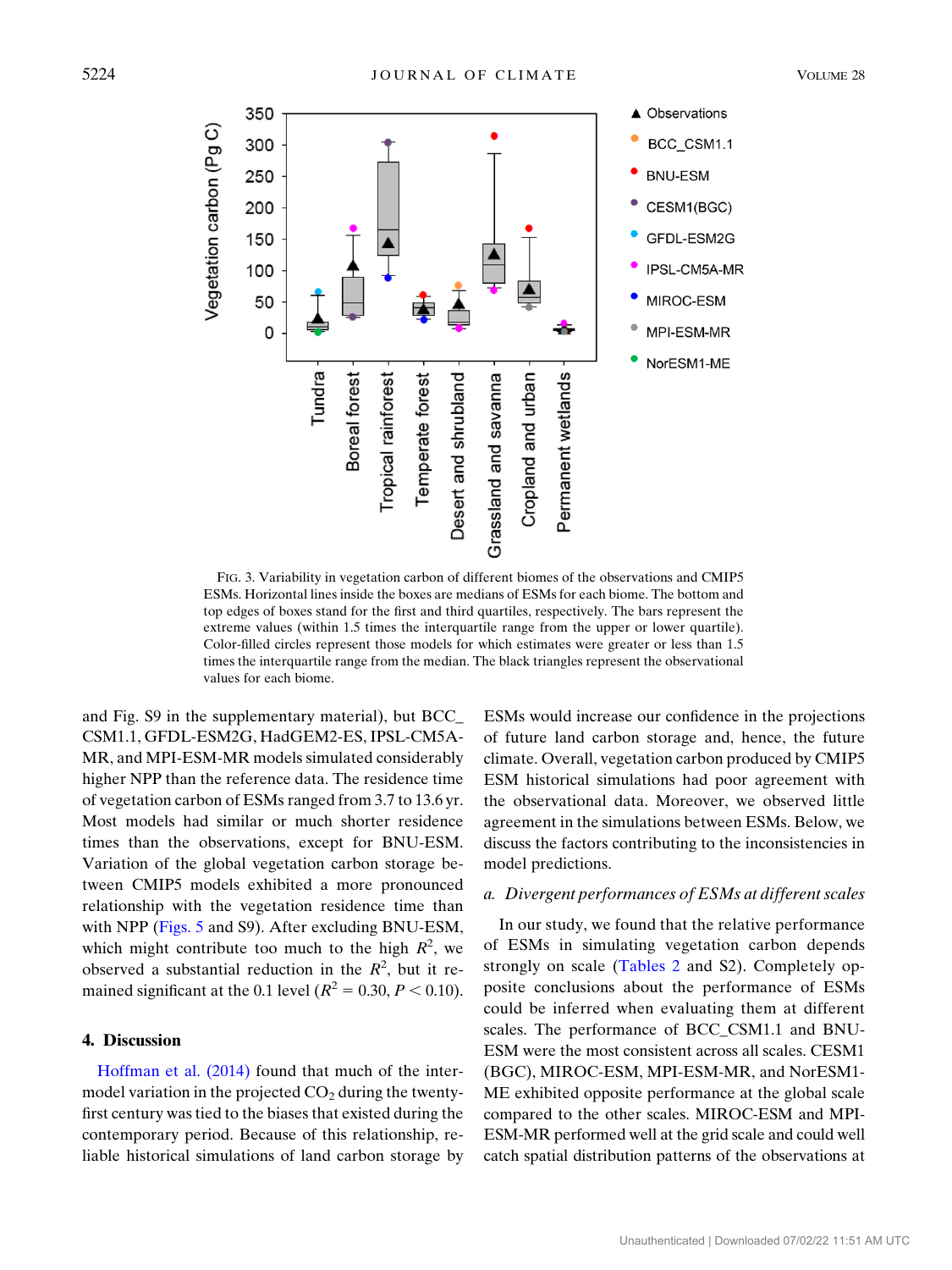FIG. 3. Variability in vegetation carbon of different biomes of the observations and CMIP5 ESMs. Horizontal lines inside the boxes are medians of ESMs for each biome. The bottom and top edges of boxes stand for the first and third quartiles, respectively. The bars represent the extreme values (within 1.5 times the interquartile range from the upper or lower quartile). Color-filled circles represent those models for which estimates were greater or less than 1.5 times the interquartile range from the median. The black triangles represent the observational values for each biome.

and Fig. S9 in the supplementary material), but BCC_CSM1.1, GFDL-ESM2G, HadGEM2-ES, IPSL-CM5A-MR, and MPI-ESM-MR models simulated considerably higher NPP than the reference data. The residence time of vegetation carbon of ESMs ranged from 3.7 to 13.6 yr. Most models had similar or much shorter residence times than the observations, except for BNU-ESM. Variation of the global vegetation carbon storage between CMIP5 models exhibited a more pronounced relationship with the vegetation residence time than with NPP (Figs. 5 and S9). After excluding BNU-ESM, which might contribute too much to the high $R^2$, we observed a substantial reduction in the $R^2$, but it remained significant at the 0.1 level ($R^2 = 0.30$, $P < 0.10$).

## 4. Discussion

Hoffman et al. (2014) found that much of the intermodel variation in the projected $CO_2$ during the twenty-first century was tied to the biases that existed during the contemporary period. Because of this relationship, reliable historical simulations of land carbon storage by ESMs would increase our confidence in the projections of future land carbon storage and, hence, the future climate. Overall, vegetation carbon produced by CMIP5 ESM historical simulations had poor agreement with the observational data. Moreover, we observed little agreement in the simulations between ESMs. Below, we discuss the factors contributing to the inconsistencies in model predictions.

### *a. Divergent performances of ESMs at different scales*

In our study, we found that the relative performance of ESMs in simulating vegetation carbon depends strongly on scale (Tables 2 and S2). Completely opposite conclusions about the performance of ESMs could be inferred when evaluating them at different scales. The performance of BCC_CSM1.1 and BNU-ESM were the most consistent across all scales. CESM1 (BGC), MIROC-ESM, MPI-ESM-MR, and NorESM1-ME exhibited opposite performance at the global scale compared to the other scales. MIROC-ESM and MPI-ESM-MR performed well at the grid scale and could well catch spatial distribution patterns of the observations at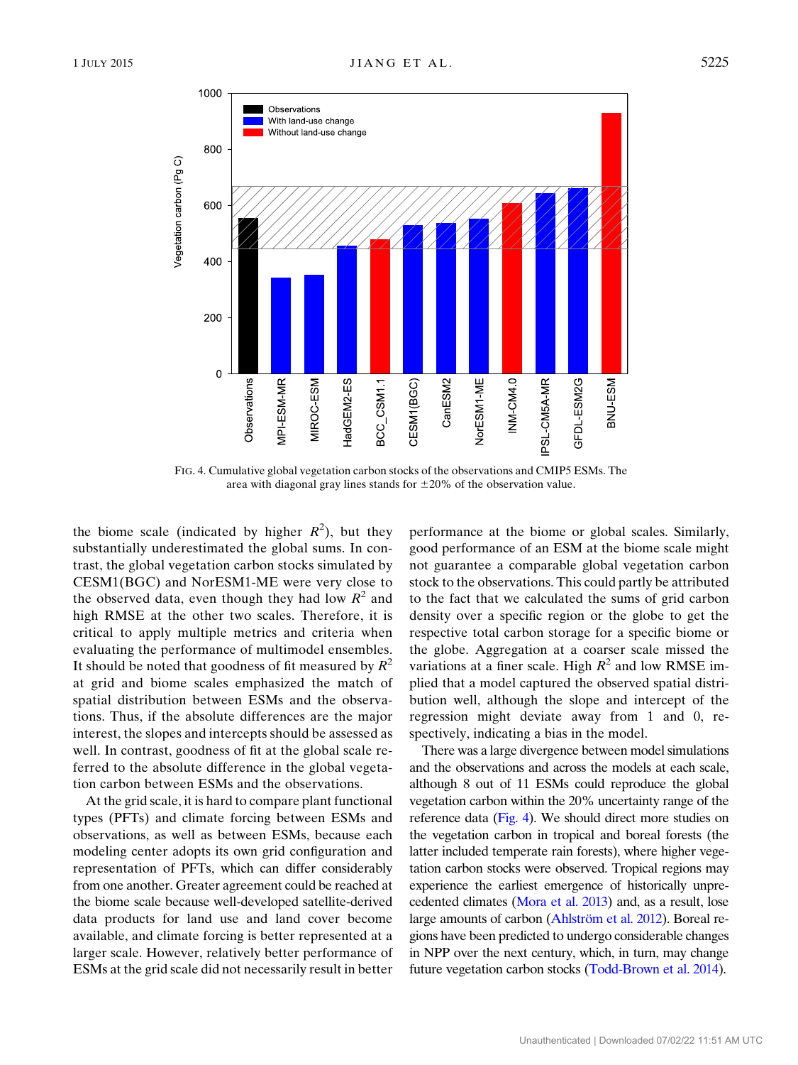1000

800

600

400

200

0

Vegetation carbon (Pg C)

Observations

With land-use change

Without land-use change

Observations

MPI-ESM-MR

MIROC-ESM

HadGEM2-ES

BCC_CSM1.1

CESM1(BGC)

CanESM2

NorESM1-ME

INM-CM4.0

IPSL-CM5A-MR

GFDL-ESM2G

BNU-ESM

FIG. 4. Cumulative global vegetation carbon stocks of the observations and CMIP5 ESMs. The area with diagonal gray lines stands for ±20% of the observation value.

the biome scale (indicated by higher $R^2$), but they substantially underestimated the global sums. In contrast, the global vegetation carbon stocks simulated by CESM1(BGC) and NorESM1-ME were very close to the observed data, even though they had low $R^2$ and high RMSE at the other two scales. Therefore, it is critical to apply multiple metrics and criteria when evaluating the performance of multimodel ensembles. It should be noted that goodness of fit measured by $R^2$ at grid and biome scales emphasized the match of spatial distribution between ESMs and the observations. Thus, if the absolute differences are the major interest, the slopes and intercepts should be assessed as well. In contrast, goodness of fit at the global scale referred to the absolute difference in the global vegetation carbon between ESMs and the observations.

At the grid scale, it is hard to compare plant functional types (PFTs) and climate forcing between ESMs and observations, as well as between ESMs, because each modeling center adopts its own grid configuration and representation of PFTs, which can differ considerably from one another. Greater agreement could be reached at the biome scale because well-developed satellite-derived data products for land use and land cover become available, and climate forcing is better represented at a larger scale. However, relatively better performance of ESMs at the grid scale did not necessarily result in better performance at the biome or global scales. Similarly, good performance of an ESM at the biome scale might not guarantee a comparable global vegetation carbon stock to the observations. This could partly be attributed to the fact that we calculated the sums of grid carbon density over a specific region or the globe to get the respective total carbon storage for a specific biome or the globe. Aggregation at a coarser scale missed the variations at a finer scale. High $R^2$ and low RMSE implied that a model captured the observed spatial distribution well, although the slope and intercept of the regression might deviate away from 1 and 0, respectively, indicating a bias in the model.

There was a large divergence between model simulations and the observations and across the models at each scale, although 8 out of 11 ESMs could reproduce the global vegetation carbon within the 20% uncertainty range of the reference data (Fig. 4). We should direct more studies on the vegetation carbon in tropical and boreal forests (the latter included temperate rain forests), where higher vegetation carbon stocks were observed. Tropical regions may experience the earliest emergence of historically unprecedented climates (Mora et al. 2013) and, as a result, lose large amounts of carbon (Ahlström et al. 2012). Boreal regions have been predicted to undergo considerable changes in NPP over the next century, which, in turn, may change future vegetation carbon stocks (Todd-Brown et al. 2014).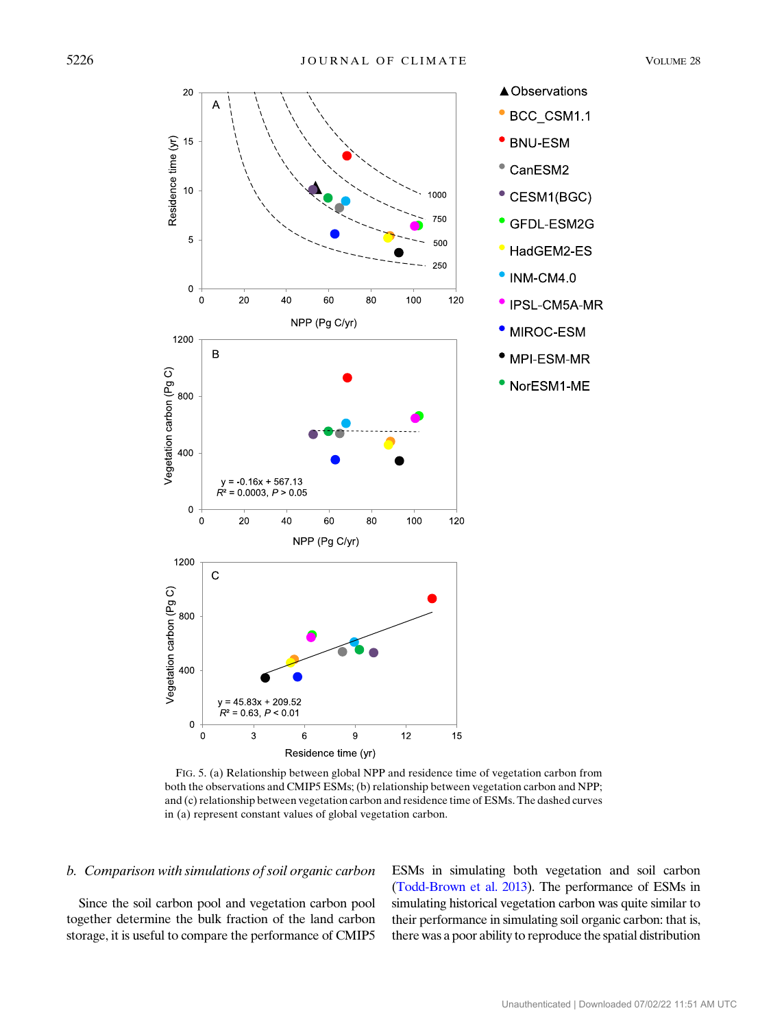FIG. 5. (a) Relationship between global NPP and residence time of vegetation carbon from both the observations and CMIP5 ESMs; (b) relationship between vegetation carbon and NPP; and (c) relationship between vegetation carbon and residence time of ESMs. The dashed curves in (a) represent constant values of global vegetation carbon.

### b. Comparison with simulations of soil organic carbon

Since the soil carbon pool and vegetation carbon pool together determine the bulk fraction of the land carbon storage, it is useful to compare the performance of CMIP5 ESMs in simulating both vegetation and soil carbon (Todd-Brown et al. 2013). The performance of ESMs in simulating historical vegetation carbon was quite similar to their performance in simulating soil organic carbon: that is, there was a poor ability to reproduce the spatial distribution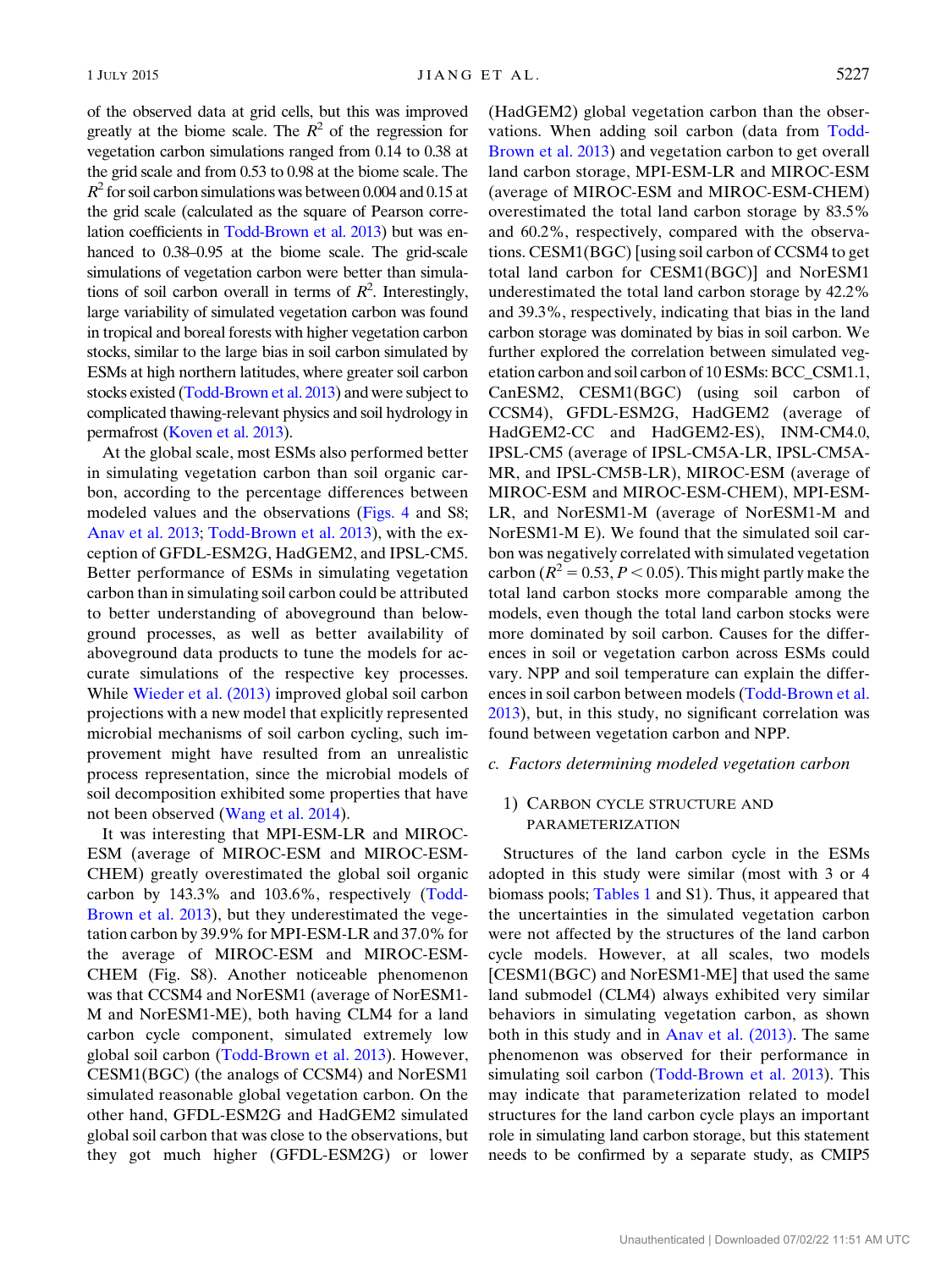of the observed data at grid cells, but this was improved greatly at the biome scale. The $R^2$ of the regression for vegetation carbon simulations ranged from 0.14 to 0.38 at the grid scale and from 0.53 to 0.98 at the biome scale. The $R^2$ for soil carbon simulations was between 0.004 and 0.15 at the grid scale (calculated as the square of Pearson correlation coefficients in Todd-Brown et al. 2013) but was enhanced to 0.38–0.95 at the biome scale. The grid-scale simulations of vegetation carbon were better than simulations of soil carbon overall in terms of $R^2$. Interestingly, large variability of simulated vegetation carbon was found in tropical and boreal forests with higher vegetation carbon stocks, similar to the large bias in soil carbon simulated by ESMs at high northern latitudes, where greater soil carbon stocks existed (Todd-Brown et al. 2013) and were subject to complicated thawing-relevant physics and soil hydrology in permafrost (Koven et al. 2013).

At the global scale, most ESMs also performed better in simulating vegetation carbon than soil organic carbon, according to the percentage differences between modeled values and the observations (Figs. 4 and S8; Anav et al. 2013; Todd-Brown et al. 2013), with the exception of GFDL-ESM2G, HadGEM2, and IPSL-CM5. Better performance of ESMs in simulating vegetation carbon than in simulating soil carbon could be attributed to better understanding of aboveground than belowground processes, as well as better availability of aboveground data products to tune the models for accurate simulations of the respective key processes. While Wieder et al. (2013) improved global soil carbon projections with a new model that explicitly represented microbial mechanisms of soil carbon cycling, such improvement might have resulted from an unrealistic process representation, since the microbial models of soil decomposition exhibited some properties that have not been observed (Wang et al. 2014).

It was interesting that MPI-ESM-LR and MIROC-ESM (average of MIROC-ESM and MIROC-ESM-CHEM) greatly overestimated the global soil organic carbon by 143.3% and 103.6%, respectively (Todd-Brown et al. 2013), but they underestimated the vegetation carbon by 39.9% for MPI-ESM-LR and 37.0% for the average of MIROC-ESM and MIROC-ESM-CHEM (Fig. S8). Another noticeable phenomenon was that CCSM4 and NorESM1 (average of NorESM1-M and NorESM1-ME), both having CLM4 for a land carbon cycle component, simulated extremely low global soil carbon (Todd-Brown et al. 2013). However, CESM1(BGC) (the analogs of CCSM4) and NorESM1 simulated reasonable global vegetation carbon. On the other hand, GFDL-ESM2G and HadGEM2 simulated global soil carbon that was close to the observations, but they got much higher (GFDL-ESM2G) or lower (HadGEM2) global vegetation carbon than the observations. When adding soil carbon (data from Todd-Brown et al. 2013) and vegetation carbon to get overall land carbon storage, MPI-ESM-LR and MIROC-ESM (average of MIROC-ESM and MIROC-ESM-CHEM) overestimated the total land carbon storage by 83.5% and 60.2%, respectively, compared with the observations. CESM1(BGC) [using soil carbon of CCSM4 to get total land carbon for CESM1(BGC)] and NorESM1 underestimated the total land carbon storage by 42.2% and 39.3%, respectively, indicating that bias in the land carbon storage was dominated by bias in soil carbon. We further explored the correlation between simulated vegetation carbon and soil carbon of 10 ESMs: BCC_CSM1.1, CanESM2, CESM1(BGC) (using soil carbon of CCSM4), GFDL-ESM2G, HadGEM2 (average of HadGEM2-CC and HadGEM2-ES), INM-CM4.0, IPSL-CM5 (average of IPSL-CM5A-LR, IPSL-CM5A-MR, and IPSL-CM5B-LR), MIROC-ESM (average of MIROC-ESM and MIROC-ESM-CHEM), MPI-ESM-LR, and NorESM1-M (average of NorESM1-M and NorESM1-M E). We found that the simulated soil carbon was negatively correlated with simulated vegetation carbon ($R^2 = 0.53$, $P < 0.05$). This might partly make the total land carbon stocks more comparable among the models, even though the total land carbon stocks were more dominated by soil carbon. Causes for the differences in soil or vegetation carbon across ESMs could vary. NPP and soil temperature can explain the differences in soil carbon between models (Todd-Brown et al. 2013), but, in this study, no significant correlation was found between vegetation carbon and NPP.

### c. *Factors determining modeled vegetation carbon*

#### 1) Carbon cycle structure and parameterization

Structures of the land carbon cycle in the ESMs adopted in this study were similar (most with 3 or 4 biomass pools; Tables 1 and S1). Thus, it appeared that the uncertainties in the simulated vegetation carbon were not affected by the structures of the land carbon cycle models. However, at all scales, two models [CESM1(BGC) and NorESM1-ME] that used the same land submodel (CLM4) always exhibited very similar behaviors in simulating vegetation carbon, as shown both in this study and in Anav et al. (2013). The same phenomenon was observed for their performance in simulating soil carbon (Todd-Brown et al. 2013). This may indicate that parameterization related to model structures for the land carbon cycle plays an important role in simulating land carbon storage, but this statement needs to be confirmed by a separate study, as CMIP5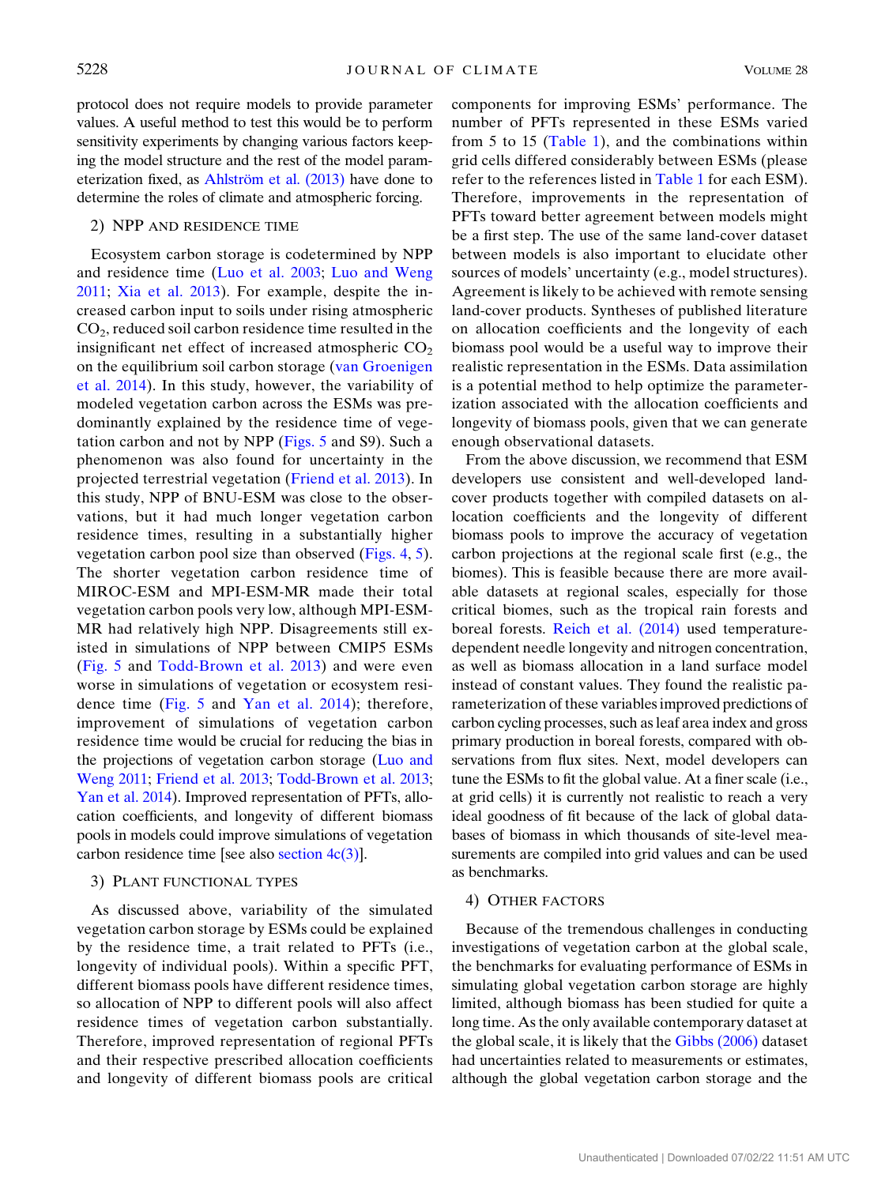protocol does not require models to provide parameter values. A useful method to test this would be to perform sensitivity experiments by changing various factors keeping the model structure and the rest of the model parameterization fixed, as Ahlström et al. (2013) have done to determine the roles of climate and atmospheric forcing.

### 2) NPP and residence time

Ecosystem carbon storage is codetermined by NPP and residence time (Luo et al. 2003; Luo and Weng 2011; Xia et al. 2013). For example, despite the increased carbon input to soils under rising atmospheric $CO_2$, reduced soil carbon residence time resulted in the insignificant net effect of increased atmospheric $CO_2$ on the equilibrium soil carbon storage (van Groenigen et al. 2014). In this study, however, the variability of modeled vegetation carbon across the ESMs was predominantly explained by the residence time of vegetation carbon and not by NPP (Figs. 5 and S9). Such a phenomenon was also found for uncertainty in the projected terrestrial vegetation (Friend et al. 2013). In this study, NPP of BNU-ESM was close to the observations, but it had much longer vegetation carbon residence times, resulting in a substantially higher vegetation carbon pool size than observed (Figs. 4, 5). The shorter vegetation carbon residence time of MIROC-ESM and MPI-ESM-MR made their total vegetation carbon pools very low, although MPI-ESM-MR had relatively high NPP. Disagreements still existed in simulations of NPP between CMIP5 ESMs (Fig. 5 and Todd-Brown et al. 2013) and were even worse in simulations of vegetation or ecosystem residence time (Fig. 5 and Yan et al. 2014); therefore, improvement of simulations of vegetation carbon residence time would be crucial for reducing the bias in the projections of vegetation carbon storage (Luo and Weng 2011; Friend et al. 2013; Todd-Brown et al. 2013; Yan et al. 2014). Improved representation of PFTs, allocation coefficients, and longevity of different biomass pools in models could improve simulations of vegetation carbon residence time [see also section 4c(3)].

### 3) Plant functional types

As discussed above, variability of the simulated vegetation carbon storage by ESMs could be explained by the residence time, a trait related to PFTs (i.e., longevity of individual pools). Within a specific PFT, different biomass pools have different residence times, so allocation of NPP to different pools will also affect residence times of vegetation carbon substantially. Therefore, improved representation of regional PFTs and their respective prescribed allocation coefficients and longevity of different biomass pools are critical components for improving ESMs' performance. The number of PFTs represented in these ESMs varied from 5 to 15 (Table 1), and the combinations within grid cells differed considerably between ESMs (please refer to the references listed in Table 1 for each ESM). Therefore, improvements in the representation of PFTs toward better agreement between models might be a first step. The use of the same land-cover dataset between models is also important to elucidate other sources of models' uncertainty (e.g., model structures). Agreement is likely to be achieved with remote sensing land-cover products. Syntheses of published literature on allocation coefficients and the longevity of each biomass pool would be a useful way to improve their realistic representation in the ESMs. Data assimilation is a potential method to help optimize the parameterization associated with the allocation coefficients and longevity of biomass pools, given that we can generate enough observational datasets.

From the above discussion, we recommend that ESM developers use consistent and well-developed land-cover products together with compiled datasets on allocation coefficients and the longevity of different biomass pools to improve the accuracy of vegetation carbon projections at the regional scale first (e.g., the biomes). This is feasible because there are more available datasets at regional scales, especially for those critical biomes, such as the tropical rain forests and boreal forests. Reich et al. (2014) used temperature-dependent needle longevity and nitrogen concentration, as well as biomass allocation in a land surface model instead of constant values. They found the realistic parameterization of these variables improved predictions of carbon cycling processes, such as leaf area index and gross primary production in boreal forests, compared with observations from flux sites. Next, model developers can tune the ESMs to fit the global value. At a finer scale (i.e., at grid cells) it is currently not realistic to reach a very ideal goodness of fit because of the lack of global databases of biomass in which thousands of site-level measurements are compiled into grid values and can be used as benchmarks.

### 4) Other factors

Because of the tremendous challenges in conducting investigations of vegetation carbon at the global scale, the benchmarks for evaluating performance of ESMs in simulating global vegetation carbon storage are highly limited, although biomass has been studied for quite a long time. As the only available contemporary dataset at the global scale, it is likely that the Gibbs (2006) dataset had uncertainties related to measurements or estimates, although the global vegetation carbon storage and the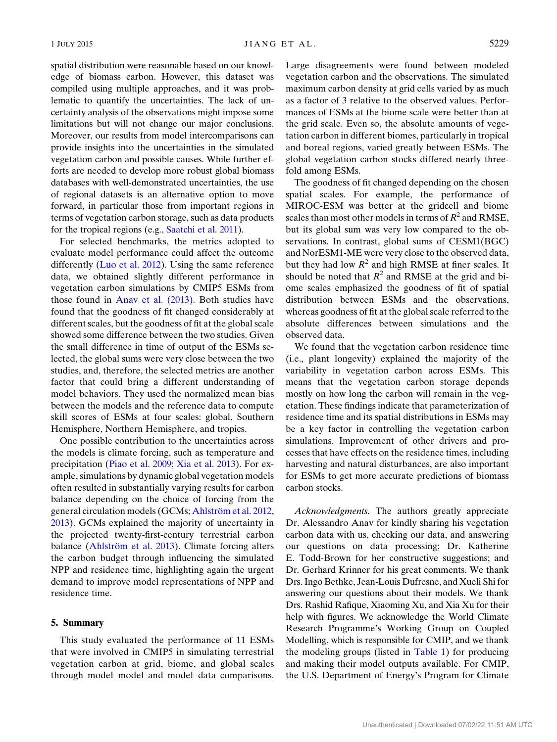spatial distribution were reasonable based on our knowledge of biomass carbon. However, this dataset was compiled using multiple approaches, and it was problematic to quantify the uncertainties. The lack of uncertainty analysis of the observations might impose some limitations but will not change our major conclusions. Moreover, our results from model intercomparisons can provide insights into the uncertainties in the simulated vegetation carbon and possible causes. While further efforts are needed to develop more robust global biomass databases with well-demonstrated uncertainties, the use of regional datasets is an alternative option to move forward, in particular those from important regions in terms of vegetation carbon storage, such as data products for the tropical regions (e.g., Saatchi et al. 2011).

For selected benchmarks, the metrics adopted to evaluate model performance could affect the outcome differently (Luo et al. 2012). Using the same reference data, we obtained slightly different performance in vegetation carbon simulations by CMIP5 ESMs from those found in Anav et al. (2013). Both studies have found that the goodness of fit changed considerably at different scales, but the goodness of fit at the global scale showed some difference between the two studies. Given the small difference in time of output of the ESMs selected, the global sums were very close between the two studies, and, therefore, the selected metrics are another factor that could bring a different understanding of model behaviors. They used the normalized mean bias between the models and the reference data to compute skill scores of ESMs at four scales: global, Southern Hemisphere, Northern Hemisphere, and tropics.

One possible contribution to the uncertainties across the models is climate forcing, such as temperature and precipitation (Piao et al. 2009; Xia et al. 2013). For example, simulations by dynamic global vegetation models often resulted in substantially varying results for carbon balance depending on the choice of forcing from the general circulation models (GCMs; Ahlström et al. 2012, 2013). GCMs explained the majority of uncertainty in the projected twenty-first-century terrestrial carbon balance (Ahlström et al. 2013). Climate forcing alters the carbon budget through influencing the simulated NPP and residence time, highlighting again the urgent demand to improve model representations of NPP and residence time.

## 5. Summary

This study evaluated the performance of 11 ESMs that were involved in CMIP5 in simulating terrestrial vegetation carbon at grid, biome, and global scales through model–model and model–data comparisons. Large disagreements were found between modeled vegetation carbon and the observations. The simulated maximum carbon density at grid cells varied by as much as a factor of 3 relative to the observed values. Performances of ESMs at the biome scale were better than at the grid scale. Even so, the absolute amounts of vegetation carbon in different biomes, particularly in tropical and boreal regions, varied greatly between ESMs. The global vegetation carbon stocks differed nearly threefold among ESMs.

The goodness of fit changed depending on the chosen spatial scales. For example, the performance of MIROC-ESM was better at the gridcell and biome scales than most other models in terms of $R^2$ and RMSE, but its global sum was very low compared to the observations. In contrast, global sums of CESM1(BGC) and NorESM1-ME were very close to the observed data, but they had low $R^2$ and high RMSE at finer scales. It should be noted that $R^2$ and RMSE at the grid and biome scales emphasized the goodness of fit of spatial distribution between ESMs and the observations, whereas goodness of fit at the global scale referred to the absolute differences between simulations and the observed data.

We found that the vegetation carbon residence time (i.e., plant longevity) explained the majority of the variability in vegetation carbon across ESMs. This means that the vegetation carbon storage depends mostly on how long the carbon will remain in the vegetation. These findings indicate that parameterization of residence time and its spatial distributions in ESMs may be a key factor in controlling the vegetation carbon simulations. Improvement of other drivers and processes that have effects on the residence times, including harvesting and natural disturbances, are also important for ESMs to get more accurate predictions of biomass carbon stocks.

*Acknowledgments.* The authors greatly appreciate Dr. Alessandro Anav for kindly sharing his vegetation carbon data with us, checking our data, and answering our questions on data processing; Dr. Katherine E. Todd-Brown for her constructive suggestions; and Dr. Gerhard Krinner for his great comments. We thank Drs. Ingo Bethke, Jean-Louis Dufresne, and Xueli Shi for answering our questions about their models. We thank Drs. Rashid Rafique, Xiaoming Xu, and Xia Xu for their help with figures. We acknowledge the World Climate Research Programme's Working Group on Coupled Modelling, which is responsible for CMIP, and we thank the modeling groups (listed in Table 1) for producing and making their model outputs available. For CMIP, the U.S. Department of Energy's Program for Climate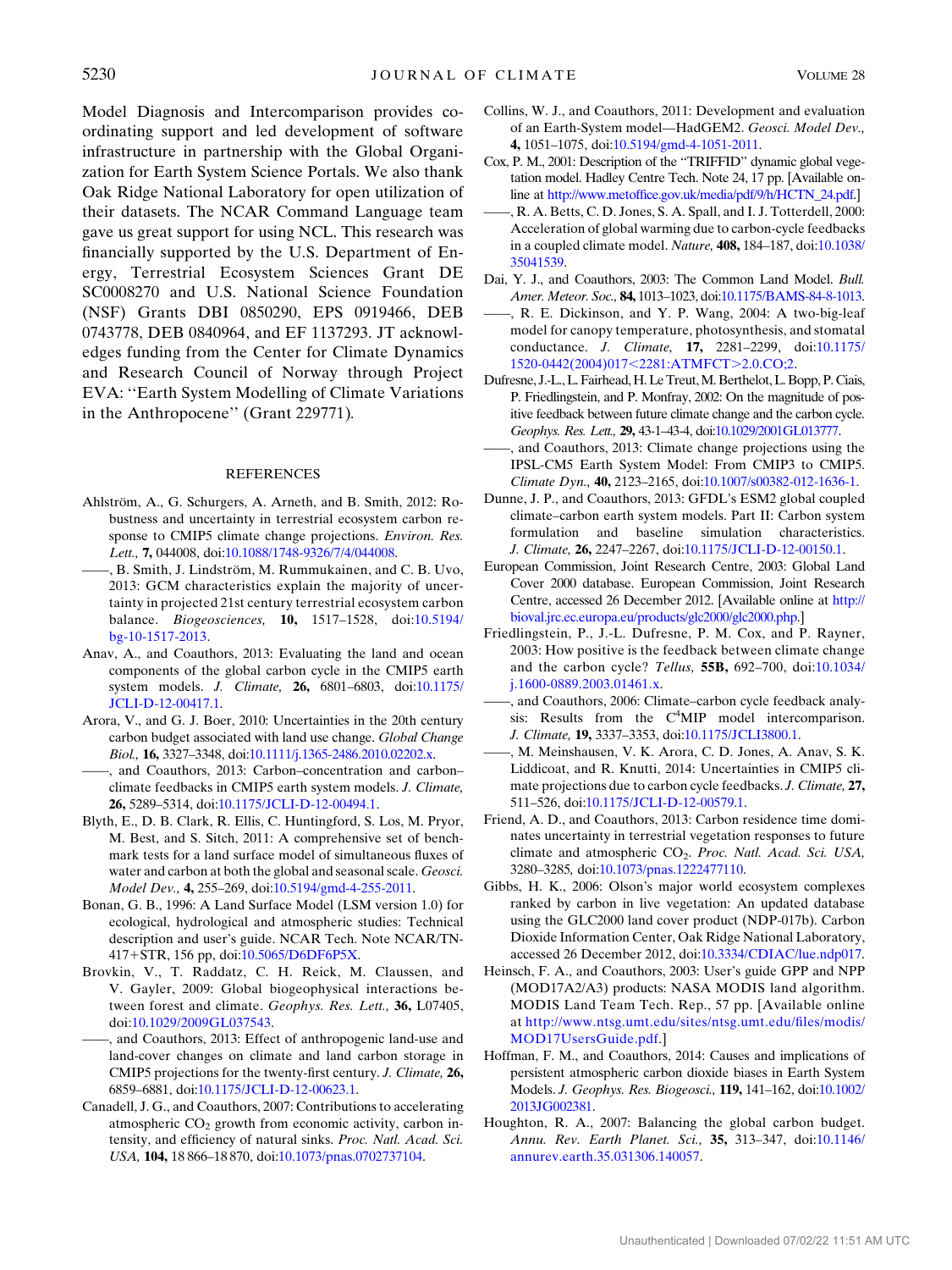Model Diagnosis and Intercomparison provides coordinating support and led development of software infrastructure in partnership with the Global Organization for Earth System Science Portals. We also thank Oak Ridge National Laboratory for open utilization of their datasets. The NCAR Command Language team gave us great support for using NCL. This research was financially supported by the U.S. Department of Energy, Terrestrial Ecosystem Sciences Grant DE SC0008270 and U.S. National Science Foundation (NSF) Grants DBI 0850290, EPS 0919466, DEB 0743778, DEB 0840964, and EF 1137293. JT acknowledges funding from the Center for Climate Dynamics and Research Council of Norway through Project EVA: "Earth System Modelling of Climate Variations in the Anthropocene" (Grant 229771).

## REFERENCES

Ahlström, A., G. Schurgers, A. Arneth, and B. Smith, 2012: Robustness and uncertainty in terrestrial ecosystem carbon response to CMIP5 climate change projections. *Environ. Res. Lett.,* **7,** 044008, doi:10.1088/1748-9326/7/4/044008.

——, B. Smith, J. Lindström, M. Rummukainen, and C. B. Uvo, 2013: GCM characteristics explain the majority of uncertainty in projected 21st century terrestrial ecosystem carbon balance. *Biogeosciences,* **10,** 1517–1528, doi:10.5194/bg-10-1517-2013.

Anav, A., and Coauthors, 2013: Evaluating the land and ocean components of the global carbon cycle in the CMIP5 earth system models. *J. Climate,* **26,** 6801–6803, doi:10.1175/JCLI-D-12-00417.1.

Arora, V., and G. J. Boer, 2010: Uncertainties in the 20th century carbon budget associated with land use change. *Global Change Biol.,* **16,** 3327–3348, doi:10.1111/j.1365-2486.2010.02202.x.

——, and Coauthors, 2013: Carbon–concentration and carbon–climate feedbacks in CMIP5 earth system models. *J. Climate,* **26,** 5289–5314, doi:10.1175/JCLI-D-12-00494.1.

Blyth, E., D. B. Clark, R. Ellis, C. Huntingford, S. Los, M. Pryor, M. Best, and S. Sitch, 2011: A comprehensive set of benchmark tests for a land surface model of simultaneous fluxes of water and carbon at both the global and seasonal scale. *Geosci. Model Dev.,* **4,** 255–269, doi:10.5194/gmd-4-255-2011.

Bonan, G. B., 1996: A Land Surface Model (LSM version 1.0) for ecological, hydrological and atmospheric studies: Technical description and user's guide. NCAR Tech. Note NCAR/TN-417+STR, 156 pp, doi:10.5065/D6DF6P5X.

Brovkin, V., T. Raddatz, C. H. Reick, M. Claussen, and V. Gayler, 2009: Global biogeophysical interactions between forest and climate. *Geophys. Res. Lett.,* **36,** L07405, doi:10.1029/2009GL037543.

——, and Coauthors, 2013: Effect of anthropogenic land-use and land-cover changes on climate and land carbon storage in CMIP5 projections for the twenty-first century. *J. Climate,* **26,** 6859–6881, doi:10.1175/JCLI-D-12-00623.1.

Canadell, J. G., and Coauthors, 2007: Contributions to accelerating atmospheric $CO_2$ growth from economic activity, carbon intensity, and efficiency of natural sinks. *Proc. Natl. Acad. Sci. USA,* **104,** 18 866–18 870, doi:10.1073/pnas.0702737104.

Collins, W. J., and Coauthors, 2011: Development and evaluation of an Earth-System model—HadGEM2. *Geosci. Model Dev.,* **4,** 1051–1075, doi:10.5194/gmd-4-1051-2011.

Cox, P. M., 2001: Description of the "TRIFFID" dynamic global vegetation model. Hadley Centre Tech. Note 24, 17 pp. [Available online at http://www.metoffice.gov.uk/media/pdf/9/h/HCTN_24.pdf.]

——, R. A. Betts, C. D. Jones, S. A. Spall, and I. J. Totterdell, 2000: Acceleration of global warming due to carbon-cycle feedbacks in a coupled climate model. *Nature,* **408,** 184–187, doi:10.1038/35041539.

Dai, Y. J., and Coauthors, 2003: The Common Land Model. *Bull. Amer. Meteor. Soc.,* **84,** 1013–1023, doi:10.1175/BAMS-84-8-1013.

——, R. E. Dickinson, and Y. P. Wang, 2004: A two-big-leaf model for canopy temperature, photosynthesis, and stomatal conductance. *J. Climate,* **17,** 2281–2299, doi:10.1175/1520-0442(2004)017<2281:ATMFCT>2.0.CO;2.

Dufresne, J.-L., L. Fairhead, H. Le Treut, M. Berthelot, L. Bopp, P. Ciais, P. Friedlingstein, and P. Monfray, 2002: On the magnitude of positive feedback between future climate change and the carbon cycle. *Geophys. Res. Lett.,* **29,** 43-1–43-4, doi:10.1029/2001GL013777.

——, and Coauthors, 2013: Climate change projections using the IPSL-CM5 Earth System Model: From CMIP3 to CMIP5. *Climate Dyn.,* **40,** 2123–2165, doi:10.1007/s00382-012-1636-1.

Dunne, J. P., and Coauthors, 2013: GFDL's ESM2 global coupled climate–carbon earth system models. Part II: Carbon system formulation and baseline simulation characteristics. *J. Climate,* **26,** 2247–2267, doi:10.1175/JCLI-D-12-00150.1.

European Commission, Joint Research Centre, 2003: Global Land Cover 2000 database. European Commission, Joint Research Centre, accessed 26 December 2012. [Available online at http://bioval.jrc.ec.europa.eu/products/glc2000/glc2000.php.]

Friedlingstein, P., J.-L. Dufresne, P. M. Cox, and P. Rayner, 2003: How positive is the feedback between climate change and the carbon cycle? *Tellus,* **55B,** 692–700, doi:10.1034/j.1600-0889.2003.01461.x.

——, and Coauthors, 2006: Climate–carbon cycle feedback analysis: Results from the C$^4$MIP model intercomparison. *J. Climate,* **19,** 3337–3353, doi:10.1175/JCLI3800.1.

——, M. Meinshausen, V. K. Arora, C. D. Jones, A. Anav, S. K. Liddicoat, and R. Knutti, 2014: Uncertainties in CMIP5 climate projections due to carbon cycle feedbacks. *J. Climate,* **27,** 511–526, doi:10.1175/JCLI-D-12-00579.1.

Friend, A. D., and Coauthors, 2013: Carbon residence time dominates uncertainty in terrestrial vegetation responses to future climate and atmospheric $CO_2$. *Proc. Natl. Acad. Sci. USA,* 3280–3285, doi:10.1073/pnas.1222477110.

Gibbs, H. K., 2006: Olson's major world ecosystem complexes ranked by carbon in live vegetation: An updated database using the GLC2000 land cover product (NDP-017b). Carbon Dioxide Information Center, Oak Ridge National Laboratory, accessed 26 December 2012, doi:10.3334/CDIAC/lue.ndp017.

Heinsch, F. A., and Coauthors, 2003: User's guide GPP and NPP (MOD17A2/A3) products: NASA MODIS land algorithm. MODIS Land Team Tech. Rep., 57 pp. [Available online at http://www.ntsg.umt.edu/sites/ntsg.umt.edu/files/modis/MOD17UsersGuide.pdf.]

Hoffman, F. M., and Coauthors, 2014: Causes and implications of persistent atmospheric carbon dioxide biases in Earth System Models. *J. Geophys. Res. Biogeosci.,* **119,** 141–162, doi:10.1002/2013JG002381.

Houghton, R. A., 2007: Balancing the global carbon budget. *Annu. Rev. Earth Planet. Sci.,* **35,** 313–347, doi:10.1146/annurev.earth.35.031306.140057.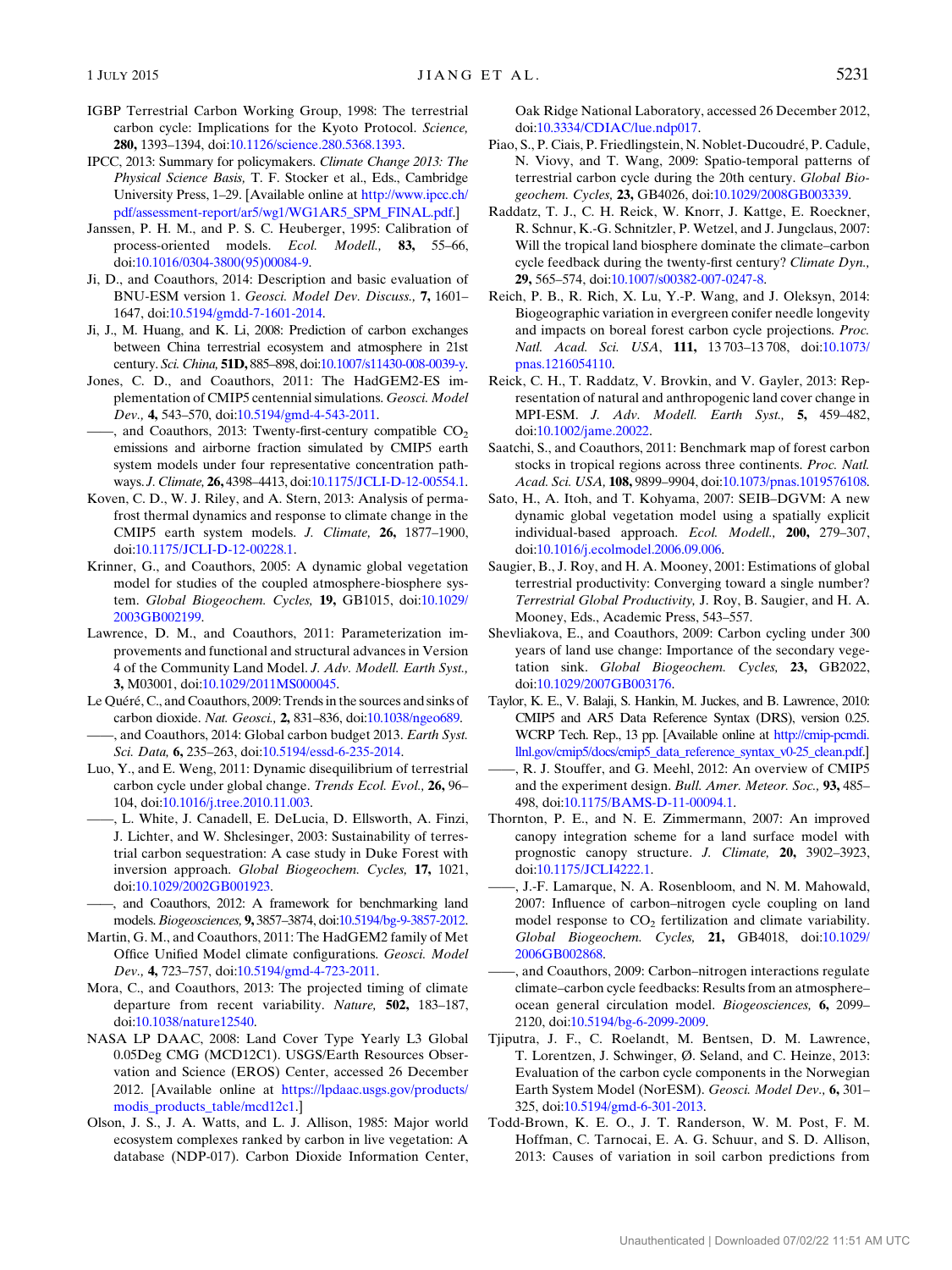IGBP Terrestrial Carbon Working Group, 1998: The terrestrial carbon cycle: Implications for the Kyoto Protocol. *Science,* **280,** 1393–1394, doi:10.1126/science.280.5368.1393.

IPCC, 2013: Summary for policymakers. *Climate Change 2013: The Physical Science Basis,* T. F. Stocker et al., Eds., Cambridge University Press, 1–29. [Available online at http://www.ipcc.ch/pdf/assessment-report/ar5/wg1/WG1AR5_SPM_FINAL.pdf.]

Janssen, P. H. M., and P. S. C. Heuberger, 1995: Calibration of process-oriented models. *Ecol. Modell.,* **83,** 55–66, doi:10.1016/0304-3800(95)00084-9.

Ji, D., and Coauthors, 2014: Description and basic evaluation of BNU-ESM version 1. *Geosci. Model Dev. Discuss.,* **7,** 1601–1647, doi:10.5194/gmdd-7-1601-2014.

Ji, J., M. Huang, and K. Li, 2008: Prediction of carbon exchanges between China terrestrial ecosystem and atmosphere in 21st century. *Sci. China,* **51D,** 885–898, doi:10.1007/s11430-008-0039-y.

Jones, C. D., and Coauthors, 2011: The HadGEM2-ES implementation of CMIP5 centennial simulations. *Geosci. Model Dev.,* **4,** 543–570, doi:10.5194/gmd-4-543-2011.

——, and Coauthors, 2013: Twenty-first-century compatible $CO_2$ emissions and airborne fraction simulated by CMIP5 earth system models under four representative concentration pathways. *J. Climate,* **26,** 4398–4413, doi:10.1175/JCLI-D-12-00554.1.

Koven, C. D., W. J. Riley, and A. Stern, 2013: Analysis of permafrost thermal dynamics and response to climate change in the CMIP5 earth system models. *J. Climate,* **26,** 1877–1900, doi:10.1175/JCLI-D-12-00228.1.

Krinner, G., and Coauthors, 2005: A dynamic global vegetation model for studies of the coupled atmosphere-biosphere system. *Global Biogeochem. Cycles,* **19,** GB1015, doi:10.1029/2003GB002199.

Lawrence, D. M., and Coauthors, 2011: Parameterization improvements and functional and structural advances in Version 4 of the Community Land Model. *J. Adv. Modell. Earth Syst.,* **3,** M03001, doi:10.1029/2011MS000045.

Le Quéré, C., and Coauthors, 2009: Trends in the sources and sinks of carbon dioxide. *Nat. Geosci.,* **2,** 831–836, doi:10.1038/ngeo689.

——, and Coauthors, 2014: Global carbon budget 2013. *Earth Syst. Sci. Data,* **6,** 235–263, doi:10.5194/essd-6-235-2014.

Luo, Y., and E. Weng, 2011: Dynamic disequilibrium of terrestrial carbon cycle under global change. *Trends Ecol. Evol.,* **26,** 96–104, doi:10.1016/j.tree.2010.11.003.

——, L. White, J. Canadell, E. DeLucia, D. Ellsworth, A. Finzi, J. Lichter, and W. Shclesinger, 2003: Sustainability of terrestrial carbon sequestration: A case study in Duke Forest with inversion approach. *Global Biogeochem. Cycles,* **17,** 1021, doi:10.1029/2002GB001923.

——, and Coauthors, 2012: A framework for benchmarking land models. *Biogeosciences,* **9,** 3857–3874, doi:10.5194/bg-9-3857-2012.

Martin, G. M., and Coauthors, 2011: The HadGEM2 family of Met Office Unified Model climate configurations. *Geosci. Model Dev.,* **4,** 723–757, doi:10.5194/gmd-4-723-2011.

Mora, C., and Coauthors, 2013: The projected timing of climate departure from recent variability. *Nature,* **502,** 183–187, doi:10.1038/nature12540.

NASA LP DAAC, 2008: Land Cover Type Yearly L3 Global 0.05Deg CMG (MCD12C1). USGS/Earth Resources Observation and Science (EROS) Center, accessed 26 December 2012. [Available online at https://lpdaac.usgs.gov/products/modis_products_table/mcd12c1.]

Olson, J. S., J. A. Watts, and L. J. Allison, 1985: Major world ecosystem complexes ranked by carbon in live vegetation: A database (NDP-017). Carbon Dioxide Information Center, Oak Ridge National Laboratory, accessed 26 December 2012, doi:10.3334/CDIAC/lue.ndp017.

Piao, S., P. Ciais, P. Friedlingstein, N. Noblet-Ducoudré, P. Cadule, N. Viovy, and T. Wang, 2009: Spatio-temporal patterns of terrestrial carbon cycle during the 20th century. *Global Biogeochem. Cycles,* **23,** GB4026, doi:10.1029/2008GB003339.

Raddatz, T. J., C. H. Reick, W. Knorr, J. Kattge, E. Roeckner, R. Schnur, K.-G. Schnitzler, P. Wetzel, and J. Jungclaus, 2007: Will the tropical land biosphere dominate the climate–carbon cycle feedback during the twenty-first century? *Climate Dyn.,* **29,** 565–574, doi:10.1007/s00382-007-0247-8.

Reich, P. B., R. Rich, X. Lu, Y.-P. Wang, and J. Oleksyn, 2014: Biogeographic variation in evergreen conifer needle longevity and impacts on boreal forest carbon cycle projections. *Proc. Natl. Acad. Sci. USA,* **111,** 13 703–13 708, doi:10.1073/pnas.1216054110.

Reick, C. H., T. Raddatz, V. Brovkin, and V. Gayler, 2013: Representation of natural and anthropogenic land cover change in MPI-ESM. *J. Adv. Modell. Earth Syst.,* **5,** 459–482, doi:10.1002/jame.20022.

Saatchi, S., and Coauthors, 2011: Benchmark map of forest carbon stocks in tropical regions across three continents. *Proc. Natl. Acad. Sci. USA,* **108,** 9899–9904, doi:10.1073/pnas.1019576108.

Sato, H., A. Itoh, and T. Kohyama, 2007: SEIB–DGVM: A new dynamic global vegetation model using a spatially explicit individual-based approach. *Ecol. Modell.,* **200,** 279–307, doi:10.1016/j.ecolmodel.2006.09.006.

Saugier, B., J. Roy, and H. A. Mooney, 2001: Estimations of global terrestrial productivity: Converging toward a single number? *Terrestrial Global Productivity,* J. Roy, B. Saugier, and H. A. Mooney, Eds., Academic Press, 543–557.

Shevliakova, E., and Coauthors, 2009: Carbon cycling under 300 years of land use change: Importance of the secondary vegetation sink. *Global Biogeochem. Cycles,* **23,** GB2022, doi:10.1029/2007GB003176.

Taylor, K. E., V. Balaji, S. Hankin, M. Juckes, and B. Lawrence, 2010: CMIP5 and AR5 Data Reference Syntax (DRS), version 0.25. WCRP Tech. Rep., 13 pp. [Available online at http://cmip-pcmdi.llnl.gov/cmip5/docs/cmip5_data_reference_syntax_v0-25_clean.pdf.]

——, R. J. Stouffer, and G. Meehl, 2012: An overview of CMIP5 and the experiment design. *Bull. Amer. Meteor. Soc.,* **93,** 485–498, doi:10.1175/BAMS-D-11-00094.1.

Thornton, P. E., and N. E. Zimmermann, 2007: An improved canopy integration scheme for a land surface model with prognostic canopy structure. *J. Climate,* **20,** 3902–3923, doi:10.1175/JCLI4222.1.

——, J.-F. Lamarque, N. A. Rosenbloom, and N. M. Mahowald, 2007: Influence of carbon–nitrogen cycle coupling on land model response to $CO_2$ fertilization and climate variability. *Global Biogeochem. Cycles,* **21,** GB4018, doi:10.1029/2006GB002868.

——, and Coauthors, 2009: Carbon–nitrogen interactions regulate climate–carbon cycle feedbacks: Results from an atmosphere–ocean general circulation model. *Biogeosciences,* **6,** 2099–2120, doi:10.5194/bg-6-2099-2009.

Tjiputra, J. F., C. Roelandt, M. Bentsen, D. M. Lawrence, T. Lorentzen, J. Schwinger, Ø. Seland, and C. Heinze, 2013: Evaluation of the carbon cycle components in the Norwegian Earth System Model (NorESM). *Geosci. Model Dev.,* **6,** 301–325, doi:10.5194/gmd-6-301-2013.

Todd-Brown, K. E. O., J. T. Randerson, W. M. Post, F. M. Hoffman, C. Tarnocai, E. A. G. Schuur, and S. D. Allison, 2013: Causes of variation in soil carbon predictions from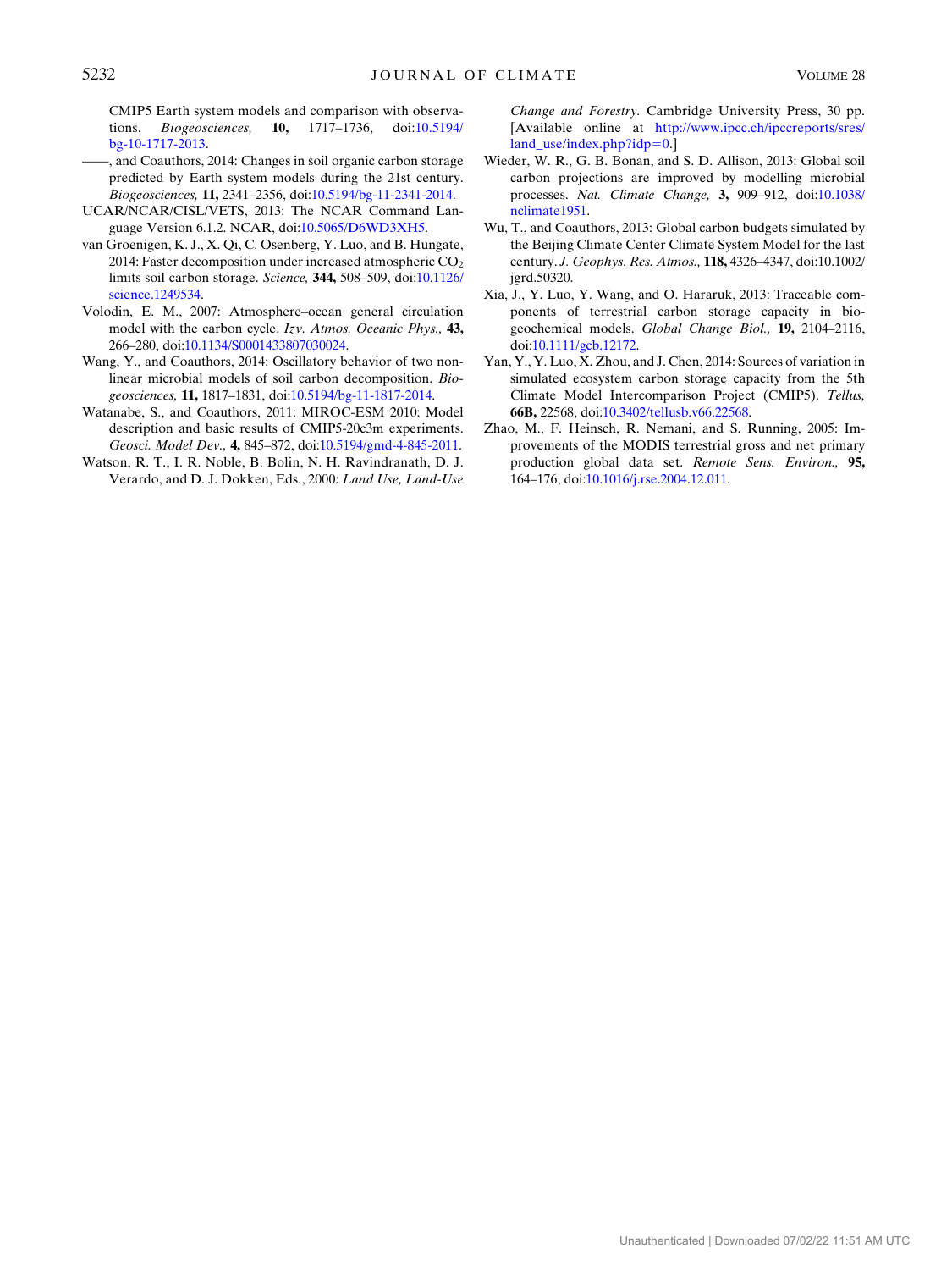CMIP5 Earth system models and comparison with observations. *Biogeosciences,* **10,** 1717–1736, doi:10.5194/bg-10-1717-2013.

——, and Coauthors, 2014: Changes in soil organic carbon storage predicted by Earth system models during the 21st century. *Biogeosciences,* **11,** 2341–2356, doi:10.5194/bg-11-2341-2014.

UCAR/NCAR/CISL/VETS, 2013: The NCAR Command Language Version 6.1.2. NCAR, doi:10.5065/D6WD3XH5.

van Groenigen, K. J., X. Qi, C. Osenberg, Y. Luo, and B. Hungate, 2014: Faster decomposition under increased atmospheric $CO_2$ limits soil carbon storage. *Science,* **344,** 508–509, doi:10.1126/science.1249534.

Volodin, E. M., 2007: Atmosphere–ocean general circulation model with the carbon cycle. *Izv. Atmos. Oceanic Phys.,* **43,** 266–280, doi:10.1134/S0001433807030024.

Wang, Y., and Coauthors, 2014: Oscillatory behavior of two nonlinear microbial models of soil carbon decomposition. *Biogeosciences,* **11,** 1817–1831, doi:10.5194/bg-11-1817-2014.

Watanabe, S., and Coauthors, 2011: MIROC-ESM 2010: Model description and basic results of CMIP5-20c3m experiments. *Geosci. Model Dev.,* **4,** 845–872, doi:10.5194/gmd-4-845-2011.

Watson, R. T., I. R. Noble, B. Bolin, N. H. Ravindranath, D. J. Verardo, and D. J. Dokken, Eds., 2000: *Land Use, Land-Use Change and Forestry.* Cambridge University Press, 30 pp. [Available online at http://www.ipcc.ch/ipccreports/sres/land_use/index.php?idp=0.]

Wieder, W. R., G. B. Bonan, and S. D. Allison, 2013: Global soil carbon projections are improved by modelling microbial processes. *Nat. Climate Change,* **3,** 909–912, doi:10.1038/nclimate1951.

Wu, T., and Coauthors, 2013: Global carbon budgets simulated by the Beijing Climate Center Climate System Model for the last century. *J. Geophys. Res. Atmos.,* **118,** 4326–4347, doi:10.1002/jgrd.50320.

Xia, J., Y. Luo, Y. Wang, and O. Hararuk, 2013: Traceable components of terrestrial carbon storage capacity in biogeochemical models. *Global Change Biol.,* **19,** 2104–2116, doi:10.1111/gcb.12172.

Yan, Y., Y. Luo, X. Zhou, and J. Chen, 2014: Sources of variation in simulated ecosystem carbon storage capacity from the 5th Climate Model Intercomparison Project (CMIP5). *Tellus,* **66B,** 22568, doi:10.3402/tellusb.v66.22568.

Zhao, M., F. Heinsch, R. Nemani, and S. Running, 2005: Improvements of the MODIS terrestrial gross and net primary production global data set. *Remote Sens. Environ.,* **95,** 164–176, doi:10.1016/j.rse.2004.12.011.